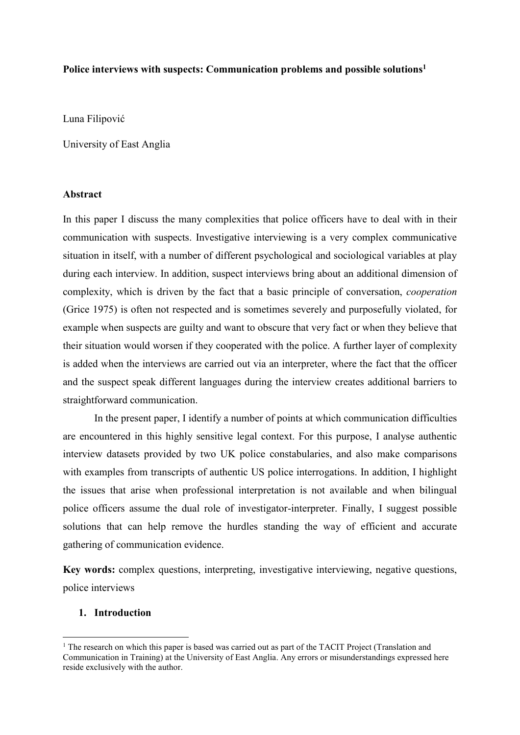# Police interviews with suspects: Communication problems and possible solutions[1]

Luna Filipović

University of East Anglia

## Abstract

In this paper I discuss the many complexities that police officers have to deal with in their communication with suspects. Investigative interviewing is a very complex communicative situation in itself, with a number of different psychological and sociological variables at play during each interview. In addition, suspect interviews bring about an additional dimension of complexity, which is driven by the fact that a basic principle of conversation, *cooperation* (Grice 1975) is often not respected and is sometimes severely and purposefully violated, for example when suspects are guilty and want to obscure that very fact or when they believe that their situation would worsen if they cooperated with the police. A further layer of complexity is added when the interviews are carried out via an interpreter, where the fact that the officer and the suspect speak different languages during the interview creates additional barriers to straightforward communication.

In the present paper, I identify a number of points at which communication difficulties are encountered in this highly sensitive legal context. For this purpose, I analyse authentic interview datasets provided by two UK police constabularies, and also make comparisons with examples from transcripts of authentic US police interrogations. In addition, I highlight the issues that arise when professional interpretation is not available and when bilingual police officers assume the dual role of investigator-interpreter. Finally, I suggest possible solutions that can help remove the hurdles standing the way of efficient and accurate gathering of communication evidence.

**Key words:** complex questions, interpreting, investigative interviewing, negative questions, police interviews

## 1. Introduction

[1] The research on which this paper is based was carried out as part of the TACIT Project (Translation and Communication in Training) at the University of East Anglia. Any errors or misunderstandings expressed here reside exclusively with the author.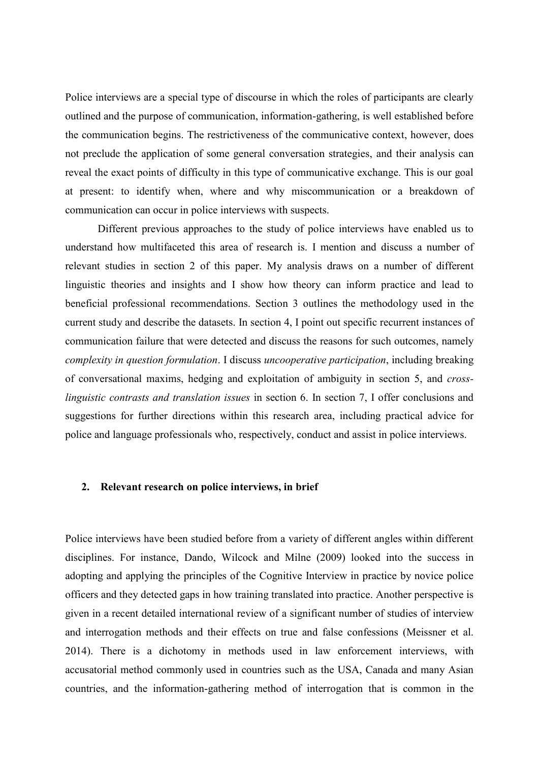Police interviews are a special type of discourse in which the roles of participants are clearly outlined and the purpose of communication, information-gathering, is well established before the communication begins. The restrictiveness of the communicative context, however, does not preclude the application of some general conversation strategies, and their analysis can reveal the exact points of difficulty in this type of communicative exchange. This is our goal at present: to identify when, where and why miscommunication or a breakdown of communication can occur in police interviews with suspects.

Different previous approaches to the study of police interviews have enabled us to understand how multifaceted this area of research is. I mention and discuss a number of relevant studies in section 2 of this paper. My analysis draws on a number of different linguistic theories and insights and I show how theory can inform practice and lead to beneficial professional recommendations. Section 3 outlines the methodology used in the current study and describe the datasets. In section 4, I point out specific recurrent instances of communication failure that were detected and discuss the reasons for such outcomes, namely *complexity in question formulation*. I discuss *uncooperative participation*, including breaking of conversational maxims, hedging and exploitation of ambiguity in section 5, and *cross-linguistic contrasts and translation issues* in section 6. In section 7, I offer conclusions and suggestions for further directions within this research area, including practical advice for police and language professionals who, respectively, conduct and assist in police interviews.

## 2. Relevant research on police interviews, in brief

Police interviews have been studied before from a variety of different angles within different disciplines. For instance, Dando, Wilcock and Milne (2009) looked into the success in adopting and applying the principles of the Cognitive Interview in practice by novice police officers and they detected gaps in how training translated into practice. Another perspective is given in a recent detailed international review of a significant number of studies of interview and interrogation methods and their effects on true and false confessions (Meissner et al. 2014). There is a dichotomy in methods used in law enforcement interviews, with accusatorial method commonly used in countries such as the USA, Canada and many Asian countries, and the information-gathering method of interrogation that is common in the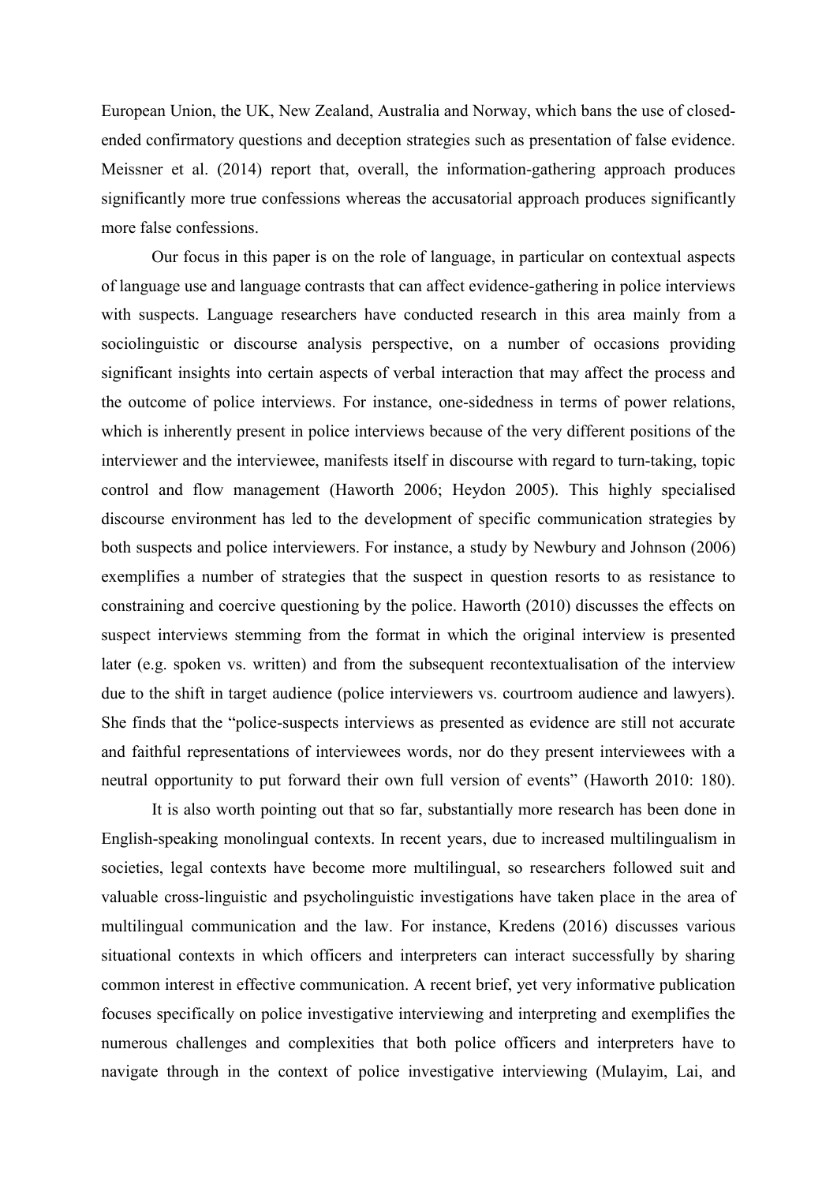European Union, the UK, New Zealand, Australia and Norway, which bans the use of closed-ended confirmatory questions and deception strategies such as presentation of false evidence. Meissner et al. (2014) report that, overall, the information-gathering approach produces significantly more true confessions whereas the accusatorial approach produces significantly more false confessions.

Our focus in this paper is on the role of language, in particular on contextual aspects of language use and language contrasts that can affect evidence-gathering in police interviews with suspects. Language researchers have conducted research in this area mainly from a sociolinguistic or discourse analysis perspective, on a number of occasions providing significant insights into certain aspects of verbal interaction that may affect the process and the outcome of police interviews. For instance, one-sidedness in terms of power relations, which is inherently present in police interviews because of the very different positions of the interviewer and the interviewee, manifests itself in discourse with regard to turn-taking, topic control and flow management (Haworth 2006; Heydon 2005). This highly specialised discourse environment has led to the development of specific communication strategies by both suspects and police interviewers. For instance, a study by Newbury and Johnson (2006) exemplifies a number of strategies that the suspect in question resorts to as resistance to constraining and coercive questioning by the police. Haworth (2010) discusses the effects on suspect interviews stemming from the format in which the original interview is presented later (e.g. spoken vs. written) and from the subsequent recontextualisation of the interview due to the shift in target audience (police interviewers vs. courtroom audience and lawyers). She finds that the "police-suspects interviews as presented as evidence are still not accurate and faithful representations of interviewees words, nor do they present interviewees with a neutral opportunity to put forward their own full version of events" (Haworth 2010: 180).

It is also worth pointing out that so far, substantially more research has been done in English-speaking monolingual contexts. In recent years, due to increased multilingualism in societies, legal contexts have become more multilingual, so researchers followed suit and valuable cross-linguistic and psycholinguistic investigations have taken place in the area of multilingual communication and the law. For instance, Kredens (2016) discusses various situational contexts in which officers and interpreters can interact successfully by sharing common interest in effective communication. A recent brief, yet very informative publication focuses specifically on police investigative interviewing and interpreting and exemplifies the numerous challenges and complexities that both police officers and interpreters have to navigate through in the context of police investigative interviewing (Mulayim, Lai, and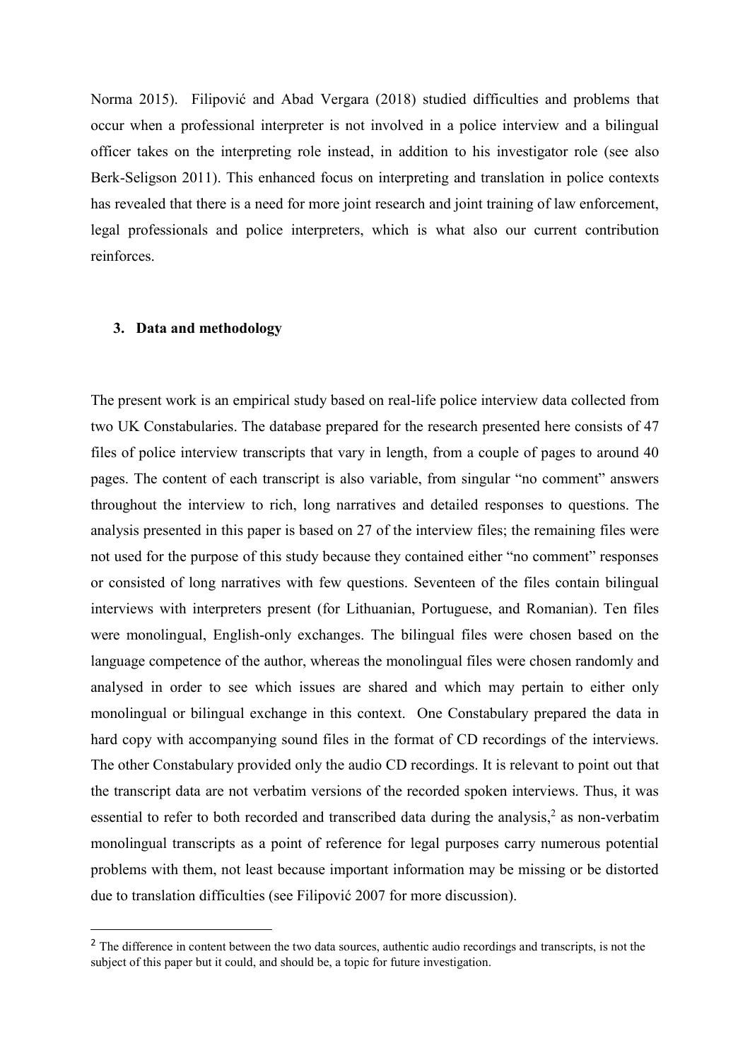Norma 2015). Filipović and Abad Vergara (2018) studied difficulties and problems that occur when a professional interpreter is not involved in a police interview and a bilingual officer takes on the interpreting role instead, in addition to his investigator role (see also Berk-Seligson 2011). This enhanced focus on interpreting and translation in police contexts has revealed that there is a need for more joint research and joint training of law enforcement, legal professionals and police interpreters, which is what also our current contribution reinforces.

## 3. Data and methodology

The present work is an empirical study based on real-life police interview data collected from two UK Constabularies. The database prepared for the research presented here consists of 47 files of police interview transcripts that vary in length, from a couple of pages to around 40 pages. The content of each transcript is also variable, from singular "no comment" answers throughout the interview to rich, long narratives and detailed responses to questions. The analysis presented in this paper is based on 27 of the interview files; the remaining files were not used for the purpose of this study because they contained either "no comment" responses or consisted of long narratives with few questions. Seventeen of the files contain bilingual interviews with interpreters present (for Lithuanian, Portuguese, and Romanian). Ten files were monolingual, English-only exchanges. The bilingual files were chosen based on the language competence of the author, whereas the monolingual files were chosen randomly and analysed in order to see which issues are shared and which may pertain to either only monolingual or bilingual exchange in this context. One Constabulary prepared the data in hard copy with accompanying sound files in the format of CD recordings of the interviews. The other Constabulary provided only the audio CD recordings. It is relevant to point out that the transcript data are not verbatim versions of the recorded spoken interviews. Thus, it was essential to refer to both recorded and transcribed data during the analysis,[2] as non-verbatim monolingual transcripts as a point of reference for legal purposes carry numerous potential problems with them, not least because important information may be missing or be distorted due to translation difficulties (see Filipović 2007 for more discussion).

[2] The difference in content between the two data sources, authentic audio recordings and transcripts, is not the subject of this paper but it could, and should be, a topic for future investigation.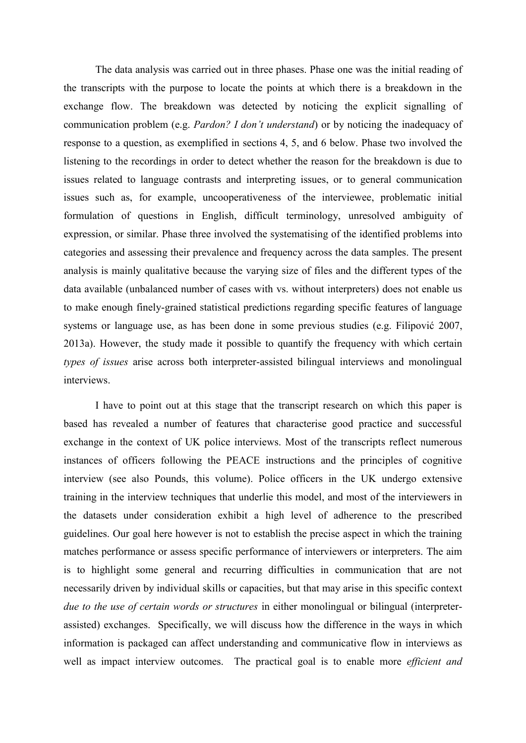The data analysis was carried out in three phases. Phase one was the initial reading of the transcripts with the purpose to locate the points at which there is a breakdown in the exchange flow. The breakdown was detected by noticing the explicit signalling of communication problem (e.g. *Pardon? I don't understand*) or by noticing the inadequacy of response to a question, as exemplified in sections 4, 5, and 6 below. Phase two involved the listening to the recordings in order to detect whether the reason for the breakdown is due to issues related to language contrasts and interpreting issues, or to general communication issues such as, for example, uncooperativeness of the interviewee, problematic initial formulation of questions in English, difficult terminology, unresolved ambiguity of expression, or similar. Phase three involved the systematising of the identified problems into categories and assessing their prevalence and frequency across the data samples. The present analysis is mainly qualitative because the varying size of files and the different types of the data available (unbalanced number of cases with vs. without interpreters) does not enable us to make enough finely-grained statistical predictions regarding specific features of language systems or language use, as has been done in some previous studies (e.g. Filipović 2007, 2013a). However, the study made it possible to quantify the frequency with which certain *types of issues* arise across both interpreter-assisted bilingual interviews and monolingual interviews.

I have to point out at this stage that the transcript research on which this paper is based has revealed a number of features that characterise good practice and successful exchange in the context of UK police interviews. Most of the transcripts reflect numerous instances of officers following the PEACE instructions and the principles of cognitive interview (see also Pounds, this volume). Police officers in the UK undergo extensive training in the interview techniques that underlie this model, and most of the interviewers in the datasets under consideration exhibit a high level of adherence to the prescribed guidelines. Our goal here however is not to establish the precise aspect in which the training matches performance or assess specific performance of interviewers or interpreters. The aim is to highlight some general and recurring difficulties in communication that are not necessarily driven by individual skills or capacities, but that may arise in this specific context *due to the use of certain words or structures* in either monolingual or bilingual (interpreter-assisted) exchanges. Specifically, we will discuss how the difference in the ways in which information is packaged can affect understanding and communicative flow in interviews as well as impact interview outcomes. The practical goal is to enable more *efficient and*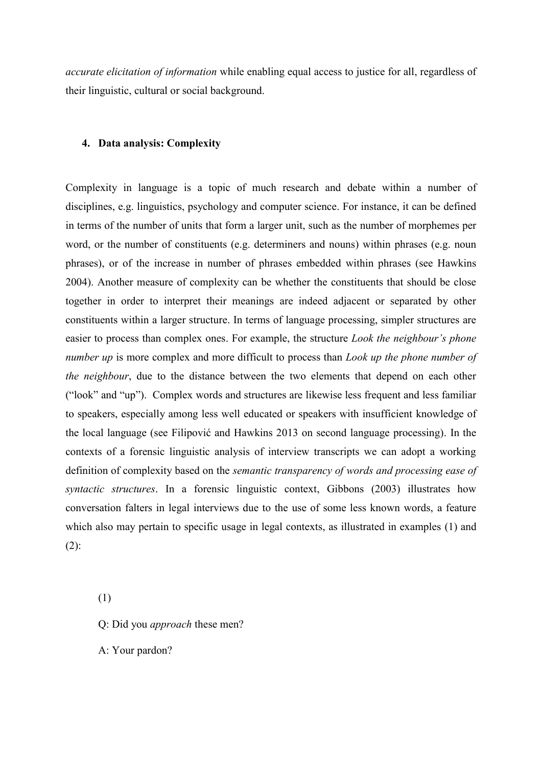*accurate elicitation of information* while enabling equal access to justice for all, regardless of their linguistic, cultural or social background.

## 4. Data analysis: Complexity

Complexity in language is a topic of much research and debate within a number of disciplines, e.g. linguistics, psychology and computer science. For instance, it can be defined in terms of the number of units that form a larger unit, such as the number of morphemes per word, or the number of constituents (e.g. determiners and nouns) within phrases (e.g. noun phrases), or of the increase in number of phrases embedded within phrases (see Hawkins 2004). Another measure of complexity can be whether the constituents that should be close together in order to interpret their meanings are indeed adjacent or separated by other constituents within a larger structure. In terms of language processing, simpler structures are easier to process than complex ones. For example, the structure *Look the neighbour's phone number up* is more complex and more difficult to process than *Look up the phone number of the neighbour*, due to the distance between the two elements that depend on each other ("look" and "up"). Complex words and structures are likewise less frequent and less familiar to speakers, especially among less well educated or speakers with insufficient knowledge of the local language (see Filipović and Hawkins 2013 on second language processing). In the contexts of a forensic linguistic analysis of interview transcripts we can adopt a working definition of complexity based on the *semantic transparency of words and processing ease of syntactic structures*. In a forensic linguistic context, Gibbons (2003) illustrates how conversation falters in legal interviews due to the use of some less known words, a feature which also may pertain to specific usage in legal contexts, as illustrated in examples (1) and (2):

(1)

Q: Did you *approach* these men?

A: Your pardon?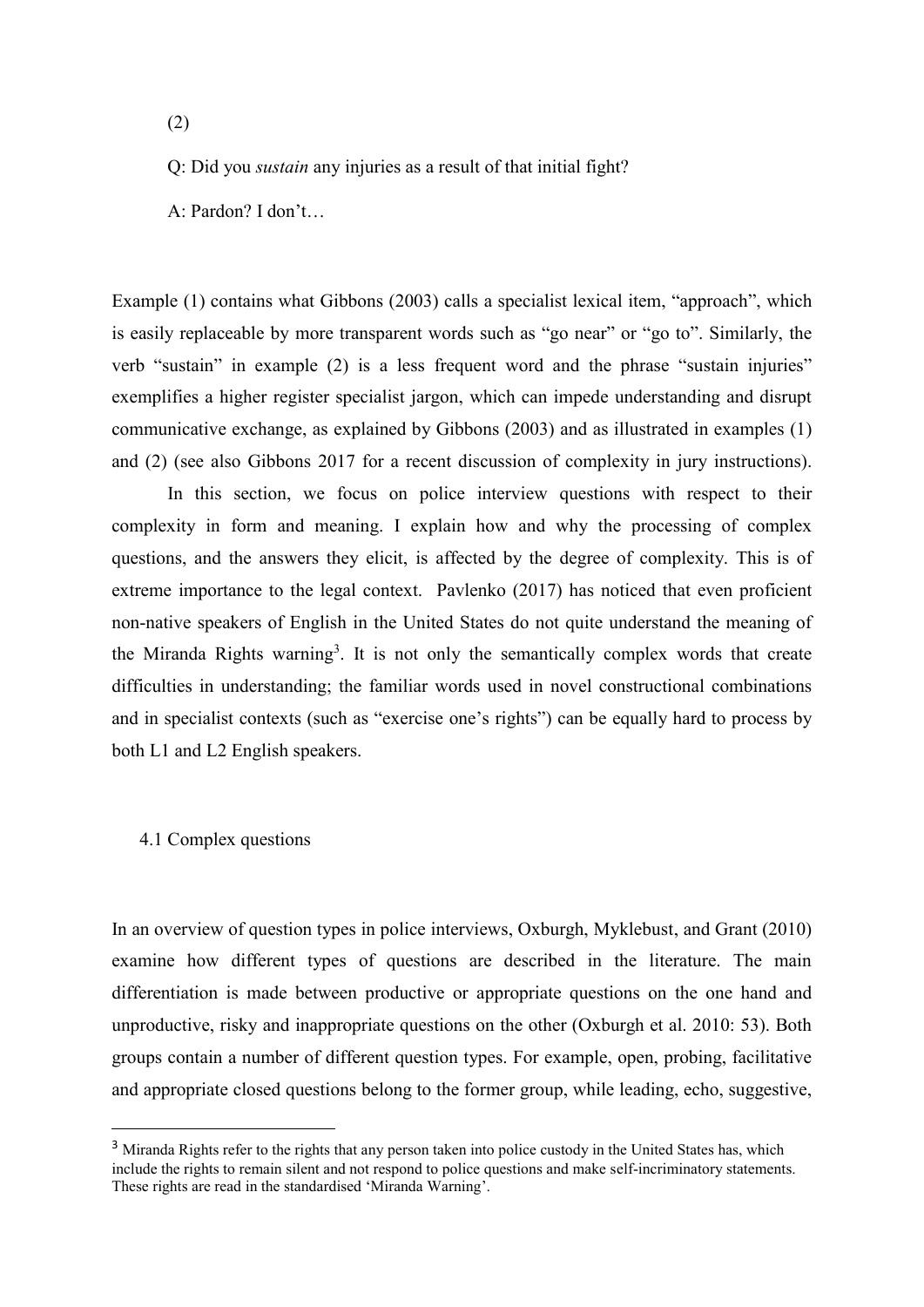(2)

Q: Did you *sustain* any injuries as a result of that initial fight?

A: Pardon? I don't…

Example (1) contains what Gibbons (2003) calls a specialist lexical item, "approach", which is easily replaceable by more transparent words such as "go near" or "go to". Similarly, the verb "sustain" in example (2) is a less frequent word and the phrase "sustain injuries" exemplifies a higher register specialist jargon, which can impede understanding and disrupt communicative exchange, as explained by Gibbons (2003) and as illustrated in examples (1) and (2) (see also Gibbons 2017 for a recent discussion of complexity in jury instructions).

In this section, we focus on police interview questions with respect to their complexity in form and meaning. I explain how and why the processing of complex questions, and the answers they elicit, is affected by the degree of complexity. This is of extreme importance to the legal context. Pavlenko (2017) has noticed that even proficient non-native speakers of English in the United States do not quite understand the meaning of the Miranda Rights warning[3]. It is not only the semantically complex words that create difficulties in understanding; the familiar words used in novel constructional combinations and in specialist contexts (such as "exercise one's rights") can be equally hard to process by both L1 and L2 English speakers.

### 4.1 Complex questions

In an overview of question types in police interviews, Oxburgh, Myklebust, and Grant (2010) examine how different types of questions are described in the literature. The main differentiation is made between productive or appropriate questions on the one hand and unproductive, risky and inappropriate questions on the other (Oxburgh et al. 2010: 53). Both groups contain a number of different question types. For example, open, probing, facilitative and appropriate closed questions belong to the former group, while leading, echo, suggestive,

[3] Miranda Rights refer to the rights that any person taken into police custody in the United States has, which include the rights to remain silent and not respond to police questions and make self-incriminatory statements. These rights are read in the standardised 'Miranda Warning'.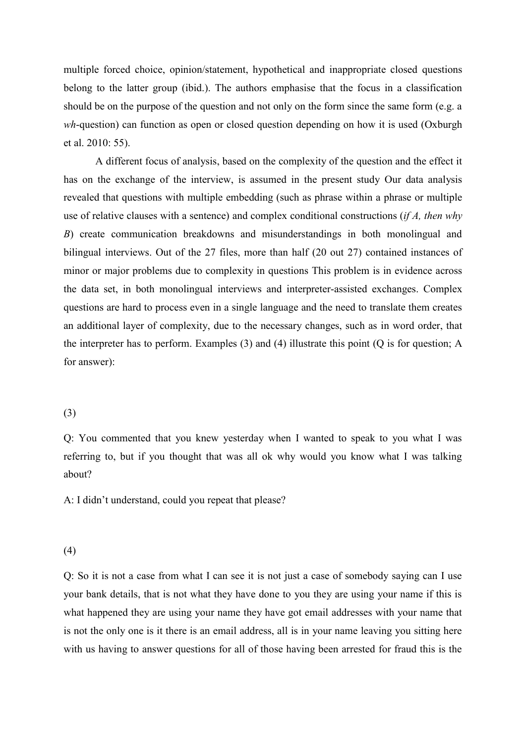multiple forced choice, opinion/statement, hypothetical and inappropriate closed questions belong to the latter group (ibid.). The authors emphasise that the focus in a classification should be on the purpose of the question and not only on the form since the same form (e.g. a *wh*-question) can function as open or closed question depending on how it is used (Oxburgh et al. 2010: 55).

A different focus of analysis, based on the complexity of the question and the effect it has on the exchange of the interview, is assumed in the present study Our data analysis revealed that questions with multiple embedding (such as phrase within a phrase or multiple use of relative clauses with a sentence) and complex conditional constructions (*if A, then why B*) create communication breakdowns and misunderstandings in both monolingual and bilingual interviews. Out of the 27 files, more than half (20 out 27) contained instances of minor or major problems due to complexity in questions This problem is in evidence across the data set, in both monolingual interviews and interpreter-assisted exchanges. Complex questions are hard to process even in a single language and the need to translate them creates an additional layer of complexity, due to the necessary changes, such as in word order, that the interpreter has to perform. Examples (3) and (4) illustrate this point (Q is for question; A for answer):

(3)

Q: You commented that you knew yesterday when I wanted to speak to you what I was referring to, but if you thought that was all ok why would you know what I was talking about?

A: I didn't understand, could you repeat that please?

(4)

Q: So it is not a case from what I can see it is not just a case of somebody saying can I use your bank details, that is not what they have done to you they are using your name if this is what happened they are using your name they have got email addresses with your name that is not the only one is it there is an email address, all is in your name leaving you sitting here with us having to answer questions for all of those having been arrested for fraud this is the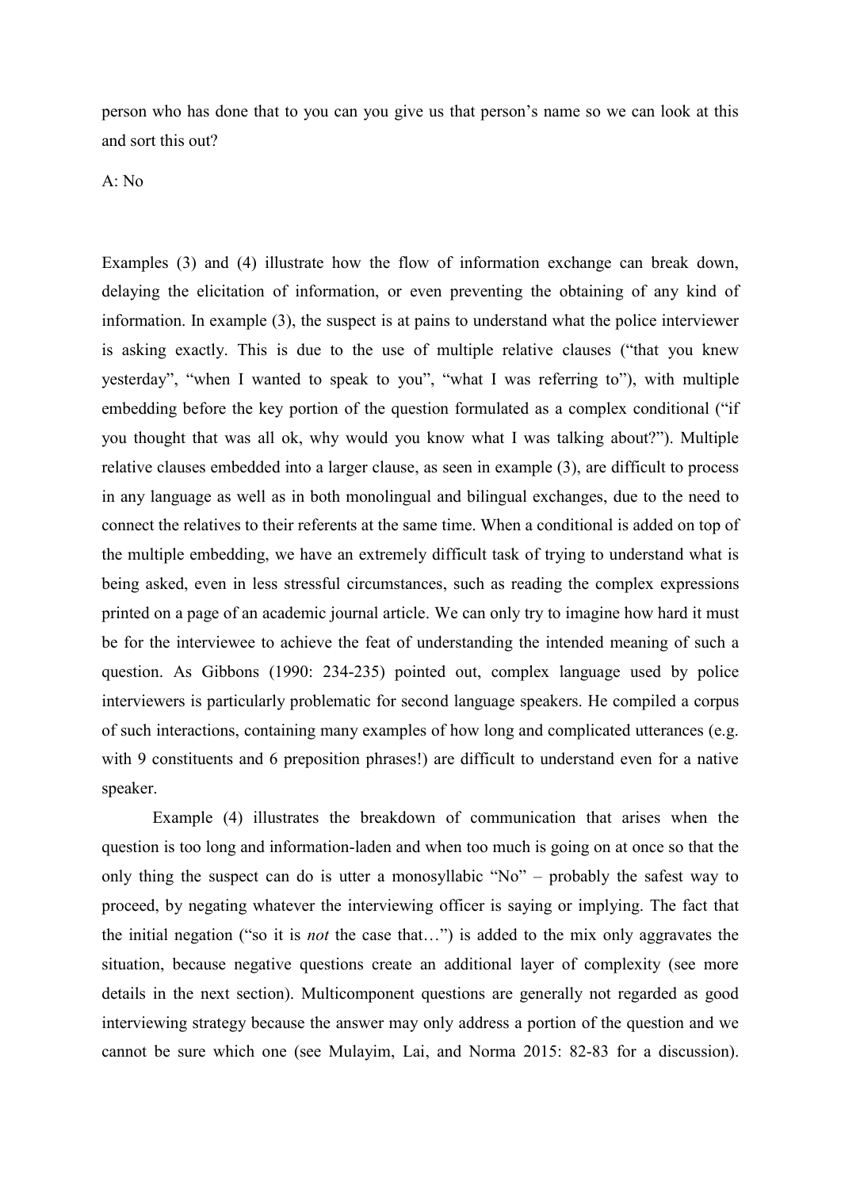person who has done that to you can you give us that person's name so we can look at this and sort this out?

A: No

Examples (3) and (4) illustrate how the flow of information exchange can break down, delaying the elicitation of information, or even preventing the obtaining of any kind of information. In example (3), the suspect is at pains to understand what the police interviewer is asking exactly. This is due to the use of multiple relative clauses ("that you knew yesterday", "when I wanted to speak to you", "what I was referring to"), with multiple embedding before the key portion of the question formulated as a complex conditional ("if you thought that was all ok, why would you know what I was talking about?"). Multiple relative clauses embedded into a larger clause, as seen in example (3), are difficult to process in any language as well as in both monolingual and bilingual exchanges, due to the need to connect the relatives to their referents at the same time. When a conditional is added on top of the multiple embedding, we have an extremely difficult task of trying to understand what is being asked, even in less stressful circumstances, such as reading the complex expressions printed on a page of an academic journal article. We can only try to imagine how hard it must be for the interviewee to achieve the feat of understanding the intended meaning of such a question. As Gibbons (1990: 234-235) pointed out, complex language used by police interviewers is particularly problematic for second language speakers. He compiled a corpus of such interactions, containing many examples of how long and complicated utterances (e.g. with 9 constituents and 6 preposition phrases!) are difficult to understand even for a native speaker.

Example (4) illustrates the breakdown of communication that arises when the question is too long and information-laden and when too much is going on at once so that the only thing the suspect can do is utter a monosyllabic "No" – probably the safest way to proceed, by negating whatever the interviewing officer is saying or implying. The fact that the initial negation ("so it is *not* the case that…") is added to the mix only aggravates the situation, because negative questions create an additional layer of complexity (see more details in the next section). Multicomponent questions are generally not regarded as good interviewing strategy because the answer may only address a portion of the question and we cannot be sure which one (see Mulayim, Lai, and Norma 2015: 82-83 for a discussion).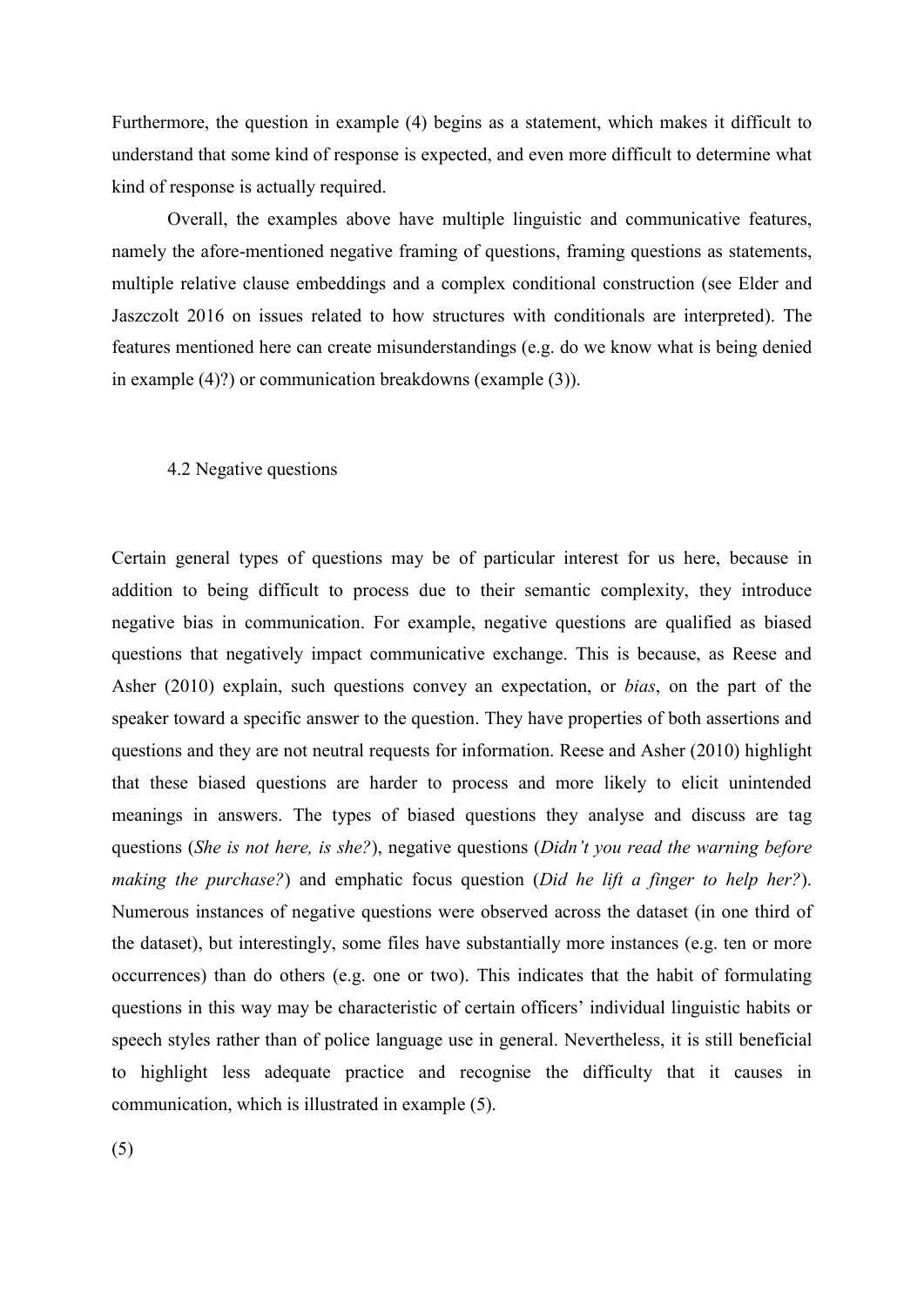Furthermore, the question in example (4) begins as a statement, which makes it difficult to understand that some kind of response is expected, and even more difficult to determine what kind of response is actually required.

Overall, the examples above have multiple linguistic and communicative features, namely the afore-mentioned negative framing of questions, framing questions as statements, multiple relative clause embeddings and a complex conditional construction (see Elder and Jaszczolt 2016 on issues related to how structures with conditionals are interpreted). The features mentioned here can create misunderstandings (e.g. do we know what is being denied in example (4)?) or communication breakdowns (example (3)).

## 4.2 Negative questions

Certain general types of questions may be of particular interest for us here, because in addition to being difficult to process due to their semantic complexity, they introduce negative bias in communication. For example, negative questions are qualified as biased questions that negatively impact communicative exchange. This is because, as Reese and Asher (2010) explain, such questions convey an expectation, or *bias*, on the part of the speaker toward a specific answer to the question. They have properties of both assertions and questions and they are not neutral requests for information. Reese and Asher (2010) highlight that these biased questions are harder to process and more likely to elicit unintended meanings in answers. The types of biased questions they analyse and discuss are tag questions (*She is not here, is she?*), negative questions (*Didn't you read the warning before making the purchase?*) and emphatic focus question (*Did he lift a finger to help her?*). Numerous instances of negative questions were observed across the dataset (in one third of the dataset), but interestingly, some files have substantially more instances (e.g. ten or more occurrences) than do others (e.g. one or two). This indicates that the habit of formulating questions in this way may be characteristic of certain officers' individual linguistic habits or speech styles rather than of police language use in general. Nevertheless, it is still beneficial to highlight less adequate practice and recognise the difficulty that it causes in communication, which is illustrated in example (5).

(5)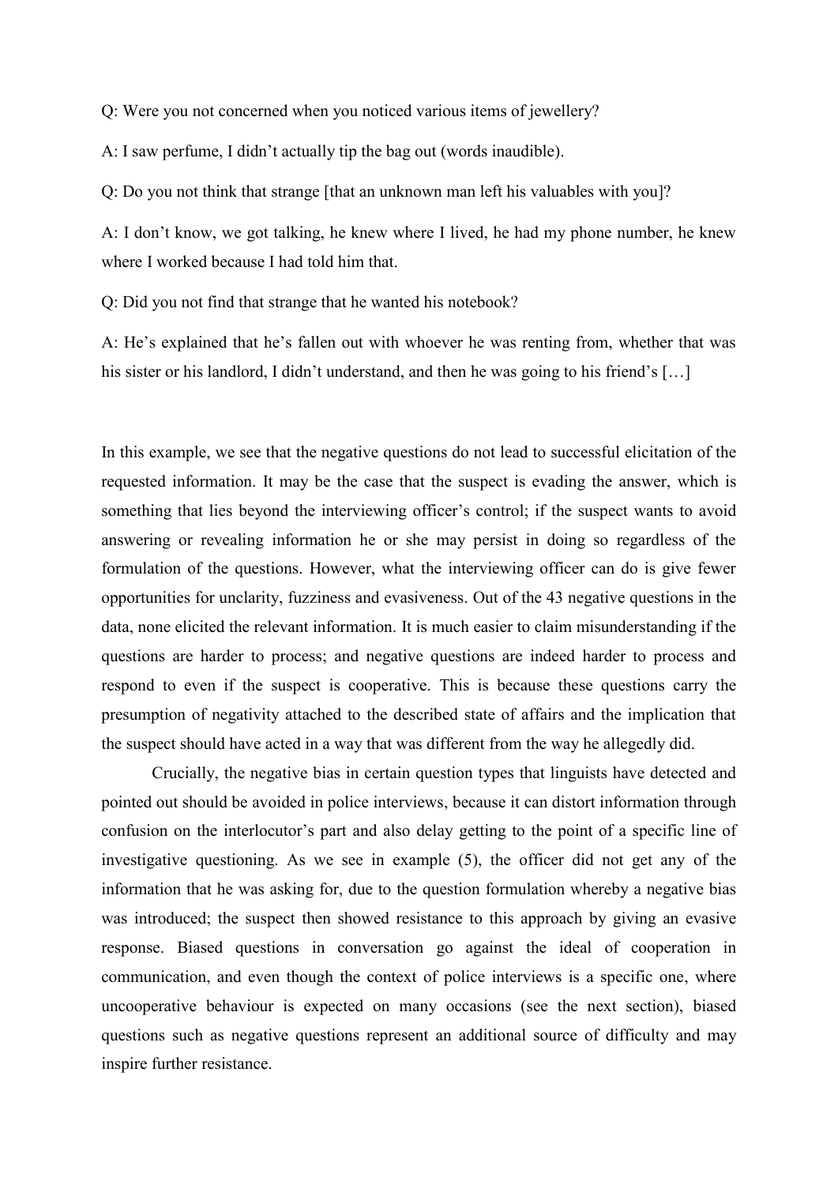Q: Were you not concerned when you noticed various items of jewellery?

A: I saw perfume, I didn't actually tip the bag out (words inaudible).

Q: Do you not think that strange [that an unknown man left his valuables with you]?

A: I don't know, we got talking, he knew where I lived, he had my phone number, he knew where I worked because I had told him that.

Q: Did you not find that strange that he wanted his notebook?

A: He's explained that he's fallen out with whoever he was renting from, whether that was his sister or his landlord, I didn't understand, and then he was going to his friend's […]

In this example, we see that the negative questions do not lead to successful elicitation of the requested information. It may be the case that the suspect is evading the answer, which is something that lies beyond the interviewing officer's control; if the suspect wants to avoid answering or revealing information he or she may persist in doing so regardless of the formulation of the questions. However, what the interviewing officer can do is give fewer opportunities for unclarity, fuzziness and evasiveness. Out of the 43 negative questions in the data, none elicited the relevant information. It is much easier to claim misunderstanding if the questions are harder to process; and negative questions are indeed harder to process and respond to even if the suspect is cooperative. This is because these questions carry the presumption of negativity attached to the described state of affairs and the implication that the suspect should have acted in a way that was different from the way he allegedly did.

Crucially, the negative bias in certain question types that linguists have detected and pointed out should be avoided in police interviews, because it can distort information through confusion on the interlocutor's part and also delay getting to the point of a specific line of investigative questioning. As we see in example (5), the officer did not get any of the information that he was asking for, due to the question formulation whereby a negative bias was introduced; the suspect then showed resistance to this approach by giving an evasive response. Biased questions in conversation go against the ideal of cooperation in communication, and even though the context of police interviews is a specific one, where uncooperative behaviour is expected on many occasions (see the next section), biased questions such as negative questions represent an additional source of difficulty and may inspire further resistance.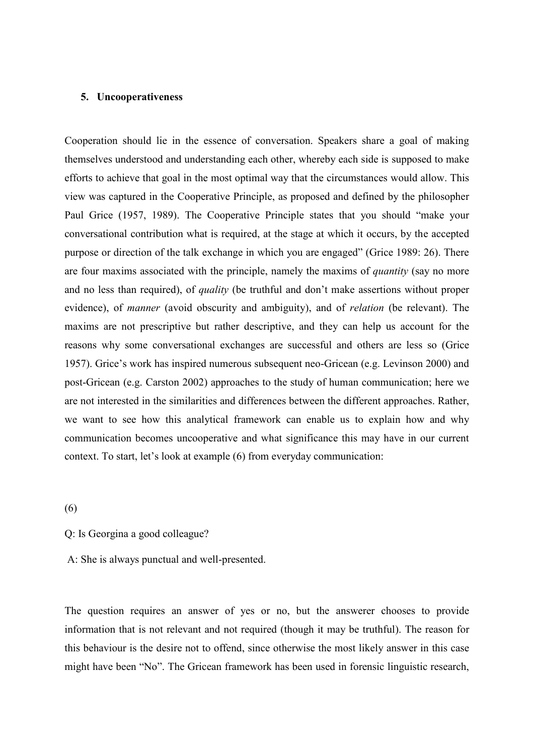## 5. Uncooperativeness

Cooperation should lie in the essence of conversation. Speakers share a goal of making themselves understood and understanding each other, whereby each side is supposed to make efforts to achieve that goal in the most optimal way that the circumstances would allow. This view was captured in the Cooperative Principle, as proposed and defined by the philosopher Paul Grice (1957, 1989). The Cooperative Principle states that you should "make your conversational contribution what is required, at the stage at which it occurs, by the accepted purpose or direction of the talk exchange in which you are engaged" (Grice 1989: 26). There are four maxims associated with the principle, namely the maxims of *quantity* (say no more and no less than required), of *quality* (be truthful and don't make assertions without proper evidence), of *manner* (avoid obscurity and ambiguity), and of *relation* (be relevant). The maxims are not prescriptive but rather descriptive, and they can help us account for the reasons why some conversational exchanges are successful and others are less so (Grice 1957). Grice's work has inspired numerous subsequent neo-Gricean (e.g. Levinson 2000) and post-Gricean (e.g. Carston 2002) approaches to the study of human communication; here we are not interested in the similarities and differences between the different approaches. Rather, we want to see how this analytical framework can enable us to explain how and why communication becomes uncooperative and what significance this may have in our current context. To start, let's look at example (6) from everyday communication:

(6)

Q: Is Georgina a good colleague?

A: She is always punctual and well-presented.

The question requires an answer of yes or no, but the answerer chooses to provide information that is not relevant and not required (though it may be truthful). The reason for this behaviour is the desire not to offend, since otherwise the most likely answer in this case might have been "No". The Gricean framework has been used in forensic linguistic research,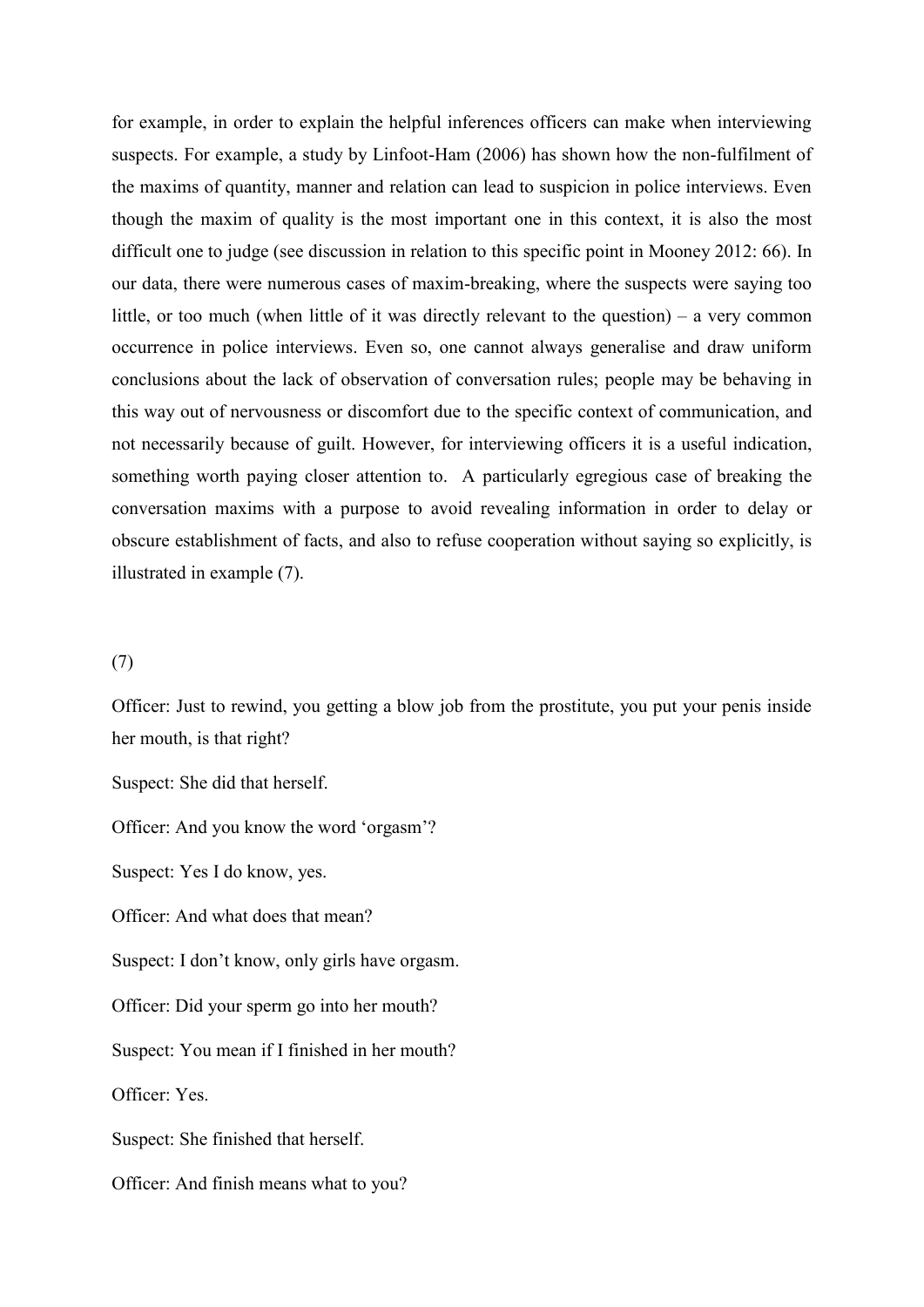for example, in order to explain the helpful inferences officers can make when interviewing suspects. For example, a study by Linfoot-Ham (2006) has shown how the non-fulfilment of the maxims of quantity, manner and relation can lead to suspicion in police interviews. Even though the maxim of quality is the most important one in this context, it is also the most difficult one to judge (see discussion in relation to this specific point in Mooney 2012: 66). In our data, there were numerous cases of maxim-breaking, where the suspects were saying too little, or too much (when little of it was directly relevant to the question) – a very common occurrence in police interviews. Even so, one cannot always generalise and draw uniform conclusions about the lack of observation of conversation rules; people may be behaving in this way out of nervousness or discomfort due to the specific context of communication, and not necessarily because of guilt. However, for interviewing officers it is a useful indication, something worth paying closer attention to. A particularly egregious case of breaking the conversation maxims with a purpose to avoid revealing information in order to delay or obscure establishment of facts, and also to refuse cooperation without saying so explicitly, is illustrated in example (7).

(7)

Officer: Just to rewind, you getting a blow job from the prostitute, you put your penis inside her mouth, is that right?

Suspect: She did that herself.

Officer: And you know the word 'orgasm'?

Suspect: Yes I do know, yes.

Officer: And what does that mean?

Suspect: I don't know, only girls have orgasm.

Officer: Did your sperm go into her mouth?

Suspect: You mean if I finished in her mouth?

Officer: Yes.

Suspect: She finished that herself.

Officer: And finish means what to you?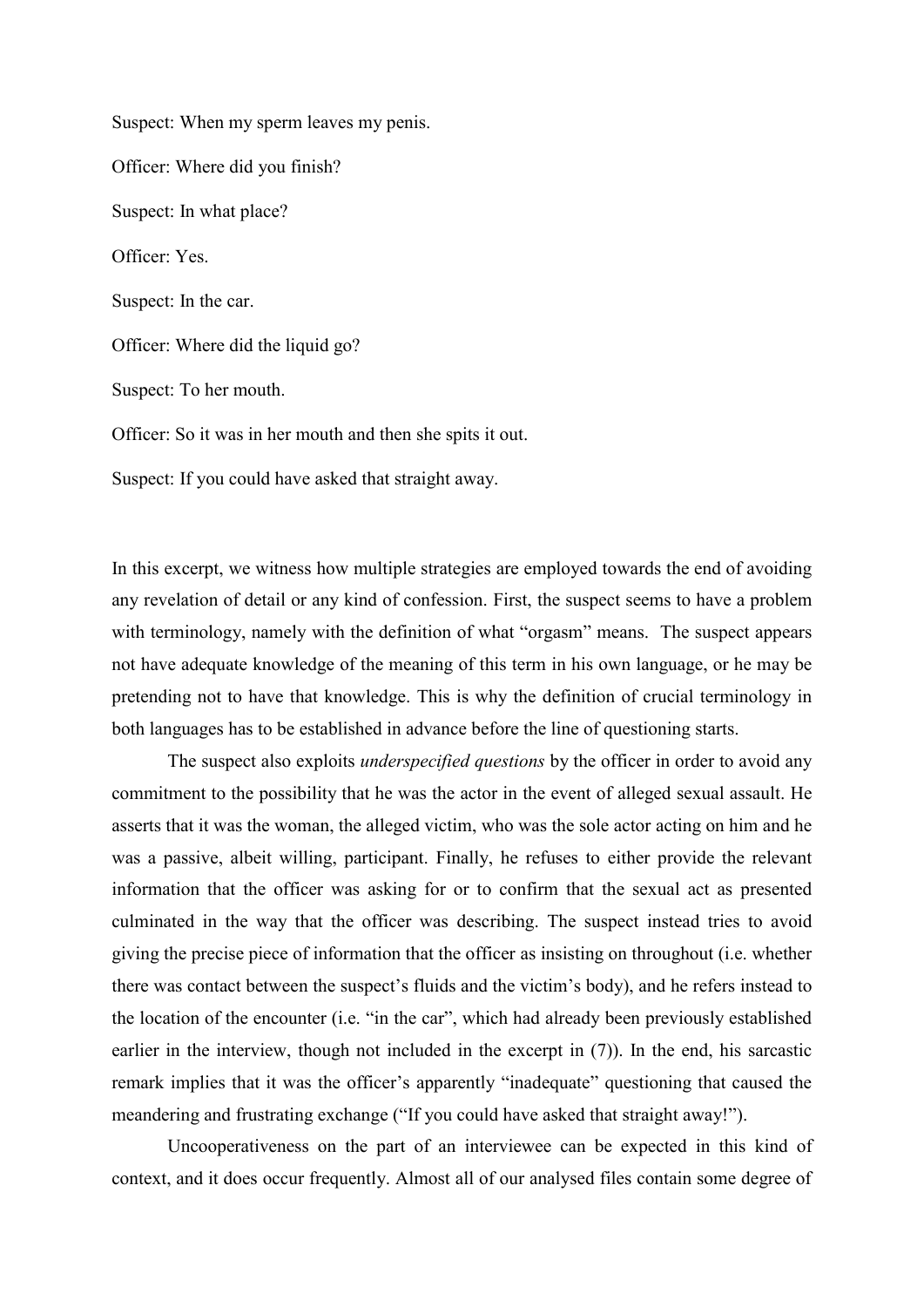Suspect: When my sperm leaves my penis.

Officer: Where did you finish?

Suspect: In what place?

Officer: Yes.

Suspect: In the car.

Officer: Where did the liquid go?

Suspect: To her mouth.

Officer: So it was in her mouth and then she spits it out.

Suspect: If you could have asked that straight away.

In this excerpt, we witness how multiple strategies are employed towards the end of avoiding any revelation of detail or any kind of confession. First, the suspect seems to have a problem with terminology, namely with the definition of what "orgasm" means. The suspect appears not have adequate knowledge of the meaning of this term in his own language, or he may be pretending not to have that knowledge. This is why the definition of crucial terminology in both languages has to be established in advance before the line of questioning starts.

The suspect also exploits *underspecified questions* by the officer in order to avoid any commitment to the possibility that he was the actor in the event of alleged sexual assault. He asserts that it was the woman, the alleged victim, who was the sole actor acting on him and he was a passive, albeit willing, participant. Finally, he refuses to either provide the relevant information that the officer was asking for or to confirm that the sexual act as presented culminated in the way that the officer was describing. The suspect instead tries to avoid giving the precise piece of information that the officer as insisting on throughout (i.e. whether there was contact between the suspect's fluids and the victim's body), and he refers instead to the location of the encounter (i.e. "in the car", which had already been previously established earlier in the interview, though not included in the excerpt in (7)). In the end, his sarcastic remark implies that it was the officer's apparently "inadequate" questioning that caused the meandering and frustrating exchange ("If you could have asked that straight away!").

Uncooperativeness on the part of an interviewee can be expected in this kind of context, and it does occur frequently. Almost all of our analysed files contain some degree of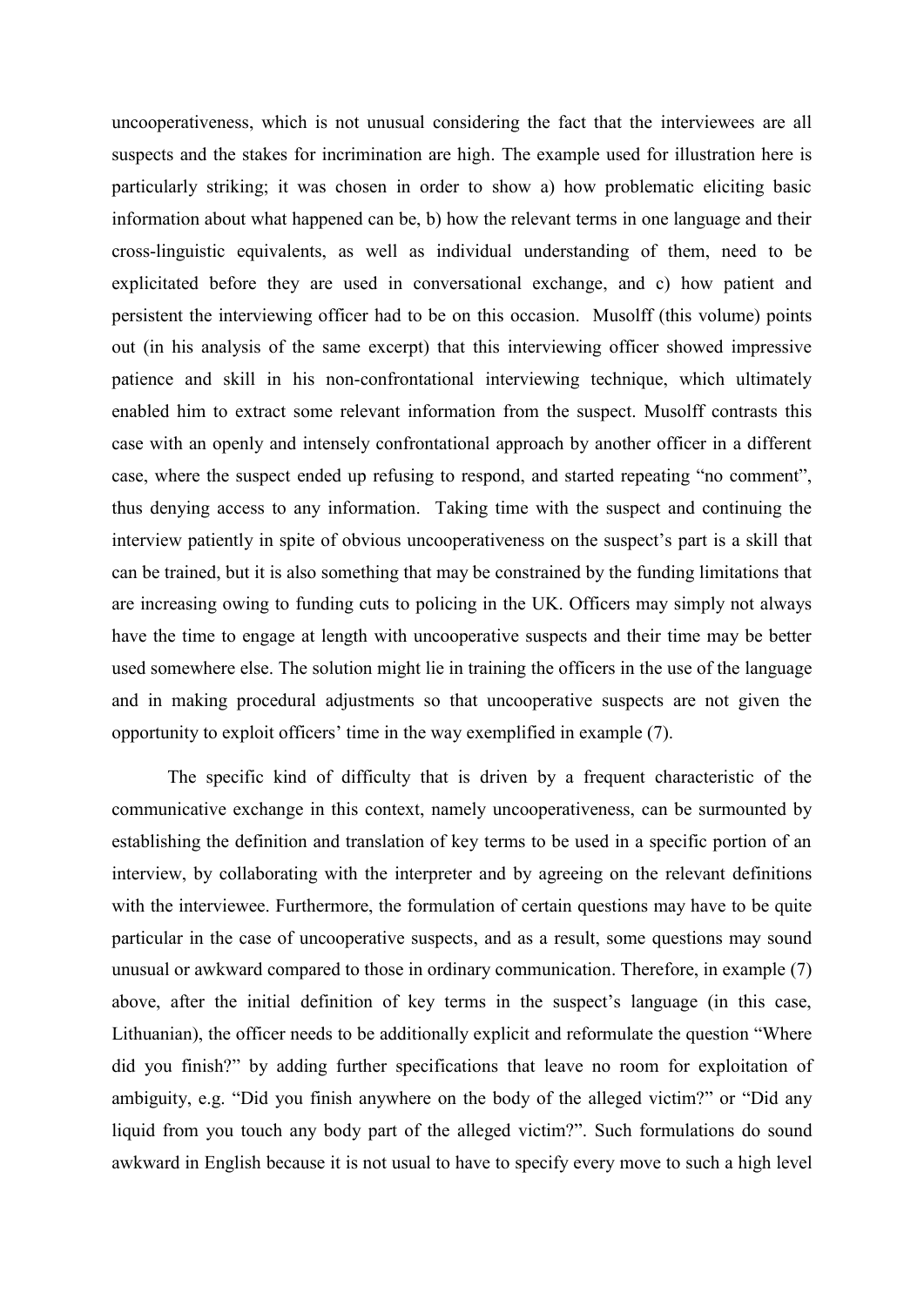uncooperativeness, which is not unusual considering the fact that the interviewees are all suspects and the stakes for incrimination are high. The example used for illustration here is particularly striking; it was chosen in order to show a) how problematic eliciting basic information about what happened can be, b) how the relevant terms in one language and their cross-linguistic equivalents, as well as individual understanding of them, need to be explicitated before they are used in conversational exchange, and c) how patient and persistent the interviewing officer had to be on this occasion. Musolff (this volume) points out (in his analysis of the same excerpt) that this interviewing officer showed impressive patience and skill in his non-confrontational interviewing technique, which ultimately enabled him to extract some relevant information from the suspect. Musolff contrasts this case with an openly and intensely confrontational approach by another officer in a different case, where the suspect ended up refusing to respond, and started repeating "no comment", thus denying access to any information. Taking time with the suspect and continuing the interview patiently in spite of obvious uncooperativeness on the suspect's part is a skill that can be trained, but it is also something that may be constrained by the funding limitations that are increasing owing to funding cuts to policing in the UK. Officers may simply not always have the time to engage at length with uncooperative suspects and their time may be better used somewhere else. The solution might lie in training the officers in the use of the language and in making procedural adjustments so that uncooperative suspects are not given the opportunity to exploit officers' time in the way exemplified in example (7).

The specific kind of difficulty that is driven by a frequent characteristic of the communicative exchange in this context, namely uncooperativeness, can be surmounted by establishing the definition and translation of key terms to be used in a specific portion of an interview, by collaborating with the interpreter and by agreeing on the relevant definitions with the interviewee. Furthermore, the formulation of certain questions may have to be quite particular in the case of uncooperative suspects, and as a result, some questions may sound unusual or awkward compared to those in ordinary communication. Therefore, in example (7) above, after the initial definition of key terms in the suspect's language (in this case, Lithuanian), the officer needs to be additionally explicit and reformulate the question "Where did you finish?" by adding further specifications that leave no room for exploitation of ambiguity, e.g. "Did you finish anywhere on the body of the alleged victim?" or "Did any liquid from you touch any body part of the alleged victim?". Such formulations do sound awkward in English because it is not usual to have to specify every move to such a high level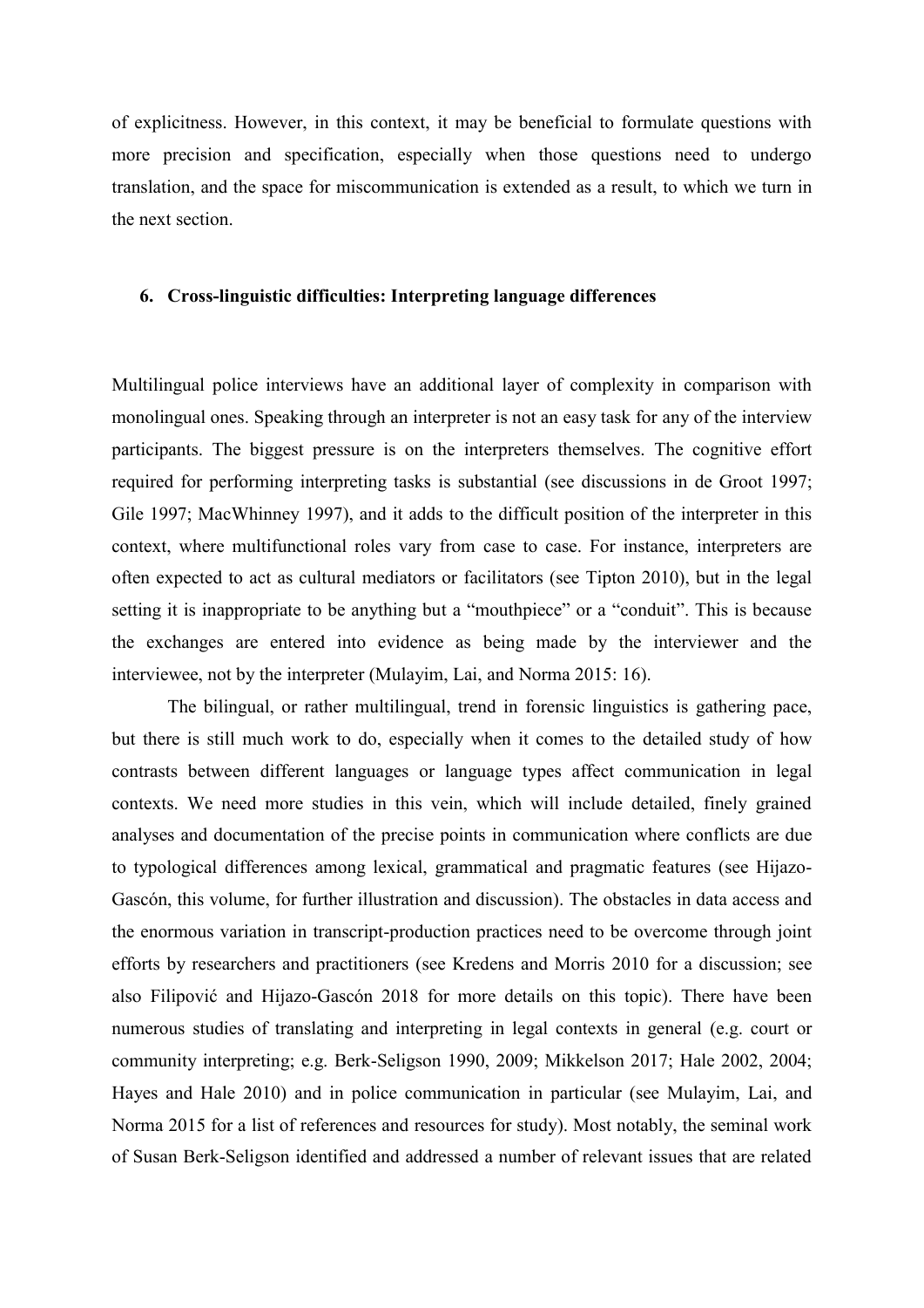of explicitness. However, in this context, it may be beneficial to formulate questions with more precision and specification, especially when those questions need to undergo translation, and the space for miscommunication is extended as a result, to which we turn in the next section.

## 6. Cross-linguistic difficulties: Interpreting language differences

Multilingual police interviews have an additional layer of complexity in comparison with monolingual ones. Speaking through an interpreter is not an easy task for any of the interview participants. The biggest pressure is on the interpreters themselves. The cognitive effort required for performing interpreting tasks is substantial (see discussions in de Groot 1997; Gile 1997; MacWhinney 1997), and it adds to the difficult position of the interpreter in this context, where multifunctional roles vary from case to case. For instance, interpreters are often expected to act as cultural mediators or facilitators (see Tipton 2010), but in the legal setting it is inappropriate to be anything but a "mouthpiece" or a "conduit". This is because the exchanges are entered into evidence as being made by the interviewer and the interviewee, not by the interpreter (Mulayim, Lai, and Norma 2015: 16).

The bilingual, or rather multilingual, trend in forensic linguistics is gathering pace, but there is still much work to do, especially when it comes to the detailed study of how contrasts between different languages or language types affect communication in legal contexts. We need more studies in this vein, which will include detailed, finely grained analyses and documentation of the precise points in communication where conflicts are due to typological differences among lexical, grammatical and pragmatic features (see Hijazo-Gascón, this volume, for further illustration and discussion). The obstacles in data access and the enormous variation in transcript-production practices need to be overcome through joint efforts by researchers and practitioners (see Kredens and Morris 2010 for a discussion; see also Filipović and Hijazo-Gascón 2018 for more details on this topic). There have been numerous studies of translating and interpreting in legal contexts in general (e.g. court or community interpreting; e.g. Berk-Seligson 1990, 2009; Mikkelson 2017; Hale 2002, 2004; Hayes and Hale 2010) and in police communication in particular (see Mulayim, Lai, and Norma 2015 for a list of references and resources for study). Most notably, the seminal work of Susan Berk-Seligson identified and addressed a number of relevant issues that are related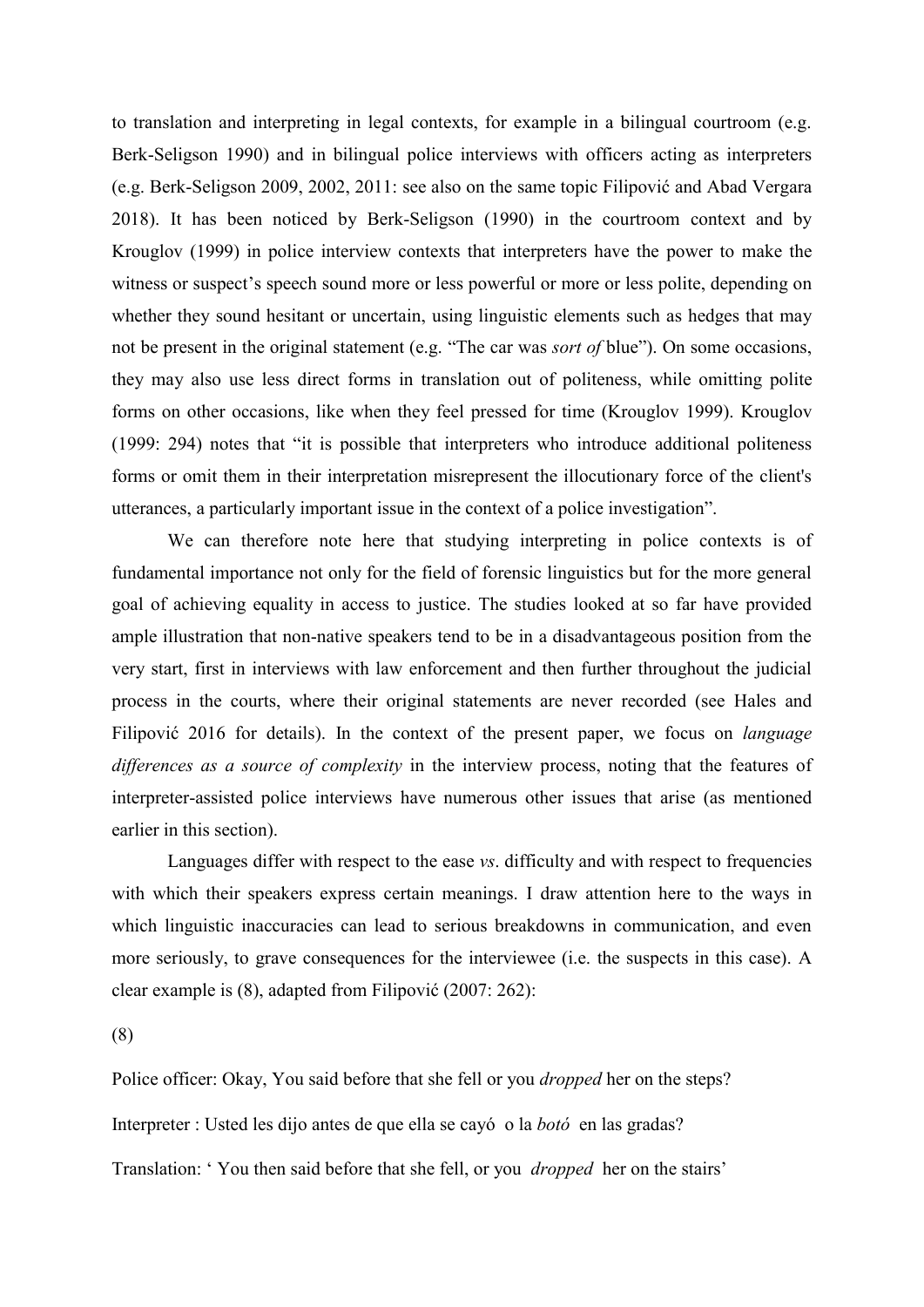to translation and interpreting in legal contexts, for example in a bilingual courtroom (e.g. Berk-Seligson 1990) and in bilingual police interviews with officers acting as interpreters (e.g. Berk-Seligson 2009, 2002, 2011: see also on the same topic Filipović and Abad Vergara 2018). It has been noticed by Berk-Seligson (1990) in the courtroom context and by Krouglov (1999) in police interview contexts that interpreters have the power to make the witness or suspect's speech sound more or less powerful or more or less polite, depending on whether they sound hesitant or uncertain, using linguistic elements such as hedges that may not be present in the original statement (e.g. "The car was *sort of* blue"). On some occasions, they may also use less direct forms in translation out of politeness, while omitting polite forms on other occasions, like when they feel pressed for time (Krouglov 1999). Krouglov (1999: 294) notes that "it is possible that interpreters who introduce additional politeness forms or omit them in their interpretation misrepresent the illocutionary force of the client's utterances, a particularly important issue in the context of a police investigation".

We can therefore note here that studying interpreting in police contexts is of fundamental importance not only for the field of forensic linguistics but for the more general goal of achieving equality in access to justice. The studies looked at so far have provided ample illustration that non-native speakers tend to be in a disadvantageous position from the very start, first in interviews with law enforcement and then further throughout the judicial process in the courts, where their original statements are never recorded (see Hales and Filipović 2016 for details). In the context of the present paper, we focus on *language differences as a source of complexity* in the interview process, noting that the features of interpreter-assisted police interviews have numerous other issues that arise (as mentioned earlier in this section).

Languages differ with respect to the ease *vs*. difficulty and with respect to frequencies with which their speakers express certain meanings. I draw attention here to the ways in which linguistic inaccuracies can lead to serious breakdowns in communication, and even more seriously, to grave consequences for the interviewee (i.e. the suspects in this case). A clear example is (8), adapted from Filipović (2007: 262):

(8)

Police officer: Okay, You said before that she fell or you *dropped* her on the steps?

Interpreter : Usted les dijo antes de que ella se cayó o la *botó* en las gradas?

Translation: ' You then said before that she fell, or you *dropped* her on the stairs'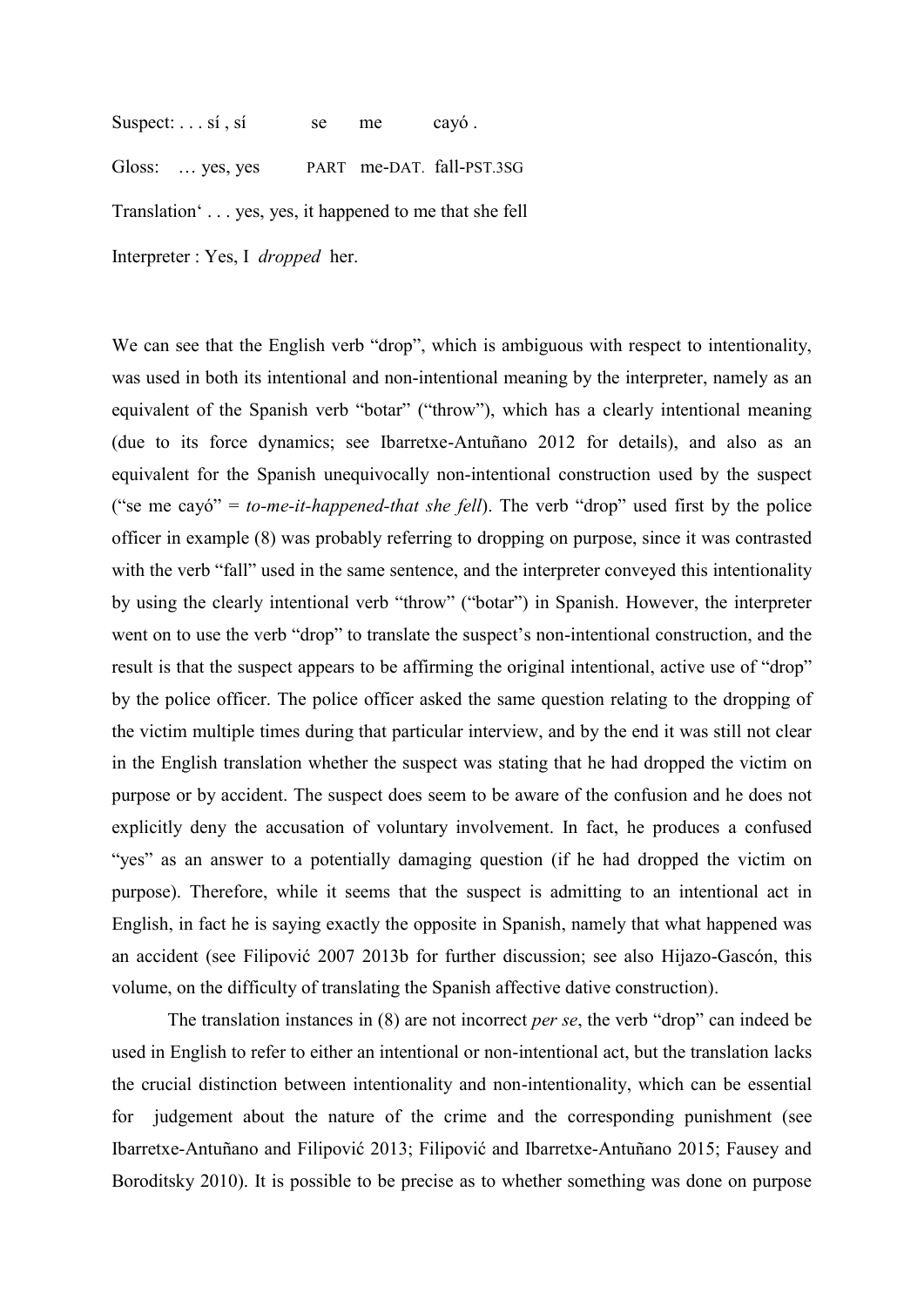Suspect: . . . sí , sí se me cayó .

Gloss: … yes, yes PART me-DAT. fall-PST.3SG

Translation‘ . . . yes, yes, it happened to me that she fell

Interpreter : Yes, I *dropped* her.

We can see that the English verb "drop", which is ambiguous with respect to intentionality, was used in both its intentional and non-intentional meaning by the interpreter, namely as an equivalent of the Spanish verb "botar" ("throw"), which has a clearly intentional meaning (due to its force dynamics; see Ibarretxe-Antuñano 2012 for details), and also as an equivalent for the Spanish unequivocally non-intentional construction used by the suspect ("se me cayó" = *to-me-it-happened-that she fell*). The verb "drop" used first by the police officer in example (8) was probably referring to dropping on purpose, since it was contrasted with the verb "fall" used in the same sentence, and the interpreter conveyed this intentionality by using the clearly intentional verb "throw" ("botar") in Spanish. However, the interpreter went on to use the verb "drop" to translate the suspect's non-intentional construction, and the result is that the suspect appears to be affirming the original intentional, active use of "drop" by the police officer. The police officer asked the same question relating to the dropping of the victim multiple times during that particular interview, and by the end it was still not clear in the English translation whether the suspect was stating that he had dropped the victim on purpose or by accident. The suspect does seem to be aware of the confusion and he does not explicitly deny the accusation of voluntary involvement. In fact, he produces a confused "yes" as an answer to a potentially damaging question (if he had dropped the victim on purpose). Therefore, while it seems that the suspect is admitting to an intentional act in English, in fact he is saying exactly the opposite in Spanish, namely that what happened was an accident (see Filipović 2007 2013b for further discussion; see also Hijazo-Gascón, this volume, on the difficulty of translating the Spanish affective dative construction).

The translation instances in (8) are not incorrect *per se*, the verb "drop" can indeed be used in English to refer to either an intentional or non-intentional act, but the translation lacks the crucial distinction between intentionality and non-intentionality, which can be essential for judgement about the nature of the crime and the corresponding punishment (see Ibarretxe-Antuñano and Filipović 2013; Filipović and Ibarretxe-Antuñano 2015; Fausey and Boroditsky 2010). It is possible to be precise as to whether something was done on purpose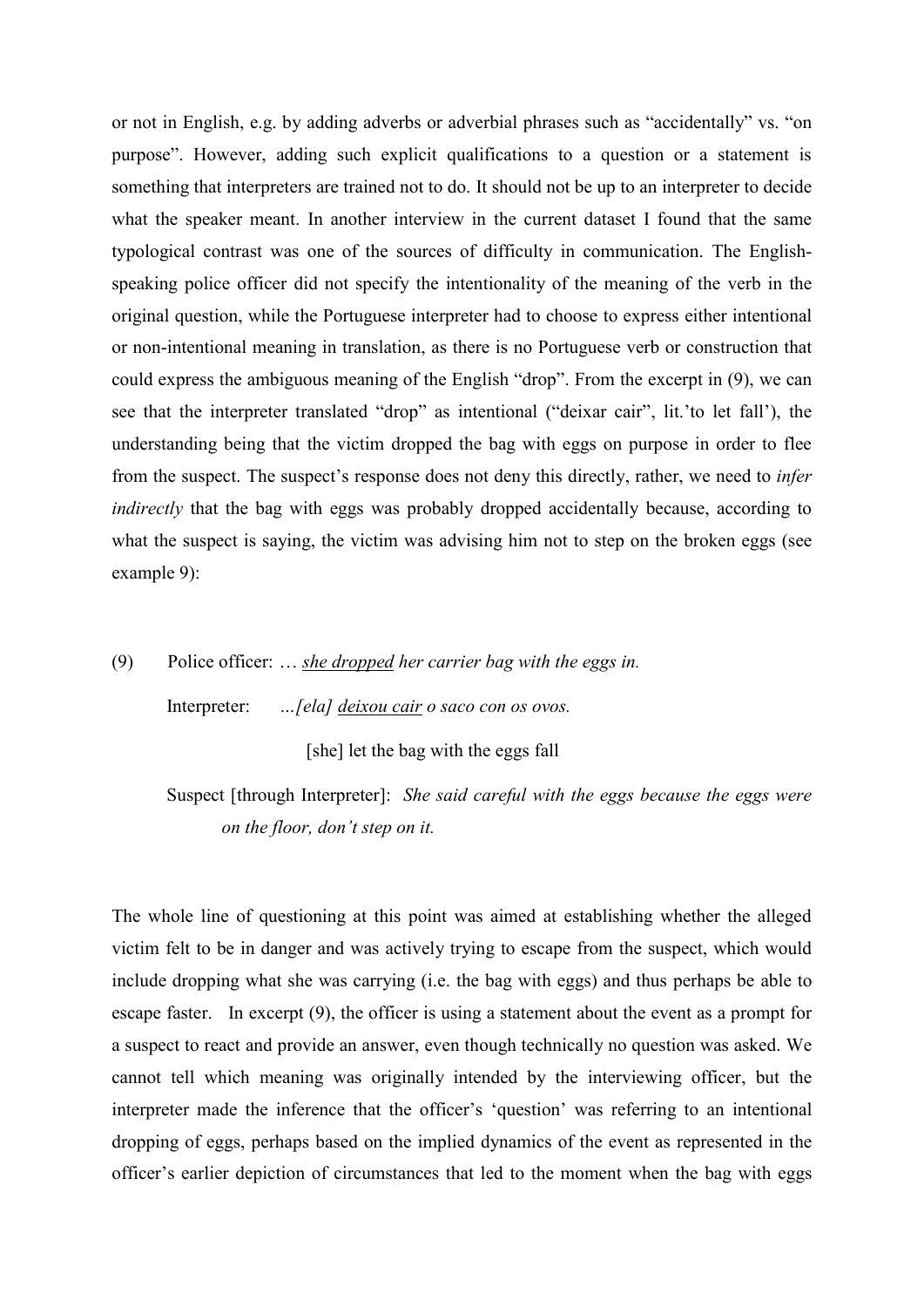or not in English, e.g. by adding adverbs or adverbial phrases such as "accidentally" vs. "on purpose". However, adding such explicit qualifications to a question or a statement is something that interpreters are trained not to do. It should not be up to an interpreter to decide what the speaker meant. In another interview in the current dataset I found that the same typological contrast was one of the sources of difficulty in communication. The English-speaking police officer did not specify the intentionality of the meaning of the verb in the original question, while the Portuguese interpreter had to choose to express either intentional or non-intentional meaning in translation, as there is no Portuguese verb or construction that could express the ambiguous meaning of the English "drop". From the excerpt in (9), we can see that the interpreter translated "drop" as intentional ("deixar cair", lit.'to let fall'), the understanding being that the victim dropped the bag with eggs on purpose in order to flee from the suspect. The suspect's response does not deny this directly, rather, we need to *infer indirectly* that the bag with eggs was probably dropped accidentally because, according to what the suspect is saying, the victim was advising him not to step on the broken eggs (see example 9):

(9) Police officer: … *<u>she dropped</u> her carrier bag with the eggs in.*

Interpreter: *…[ela] <u>deixou cair</u> o saco con os ovos.*

[she] let the bag with the eggs fall

Suspect [through Interpreter]: *She said careful with the eggs because the eggs were on the floor, don't step on it.*

The whole line of questioning at this point was aimed at establishing whether the alleged victim felt to be in danger and was actively trying to escape from the suspect, which would include dropping what she was carrying (i.e. the bag with eggs) and thus perhaps be able to escape faster. In excerpt (9), the officer is using a statement about the event as a prompt for a suspect to react and provide an answer, even though technically no question was asked. We cannot tell which meaning was originally intended by the interviewing officer, but the interpreter made the inference that the officer's 'question' was referring to an intentional dropping of eggs, perhaps based on the implied dynamics of the event as represented in the officer's earlier depiction of circumstances that led to the moment when the bag with eggs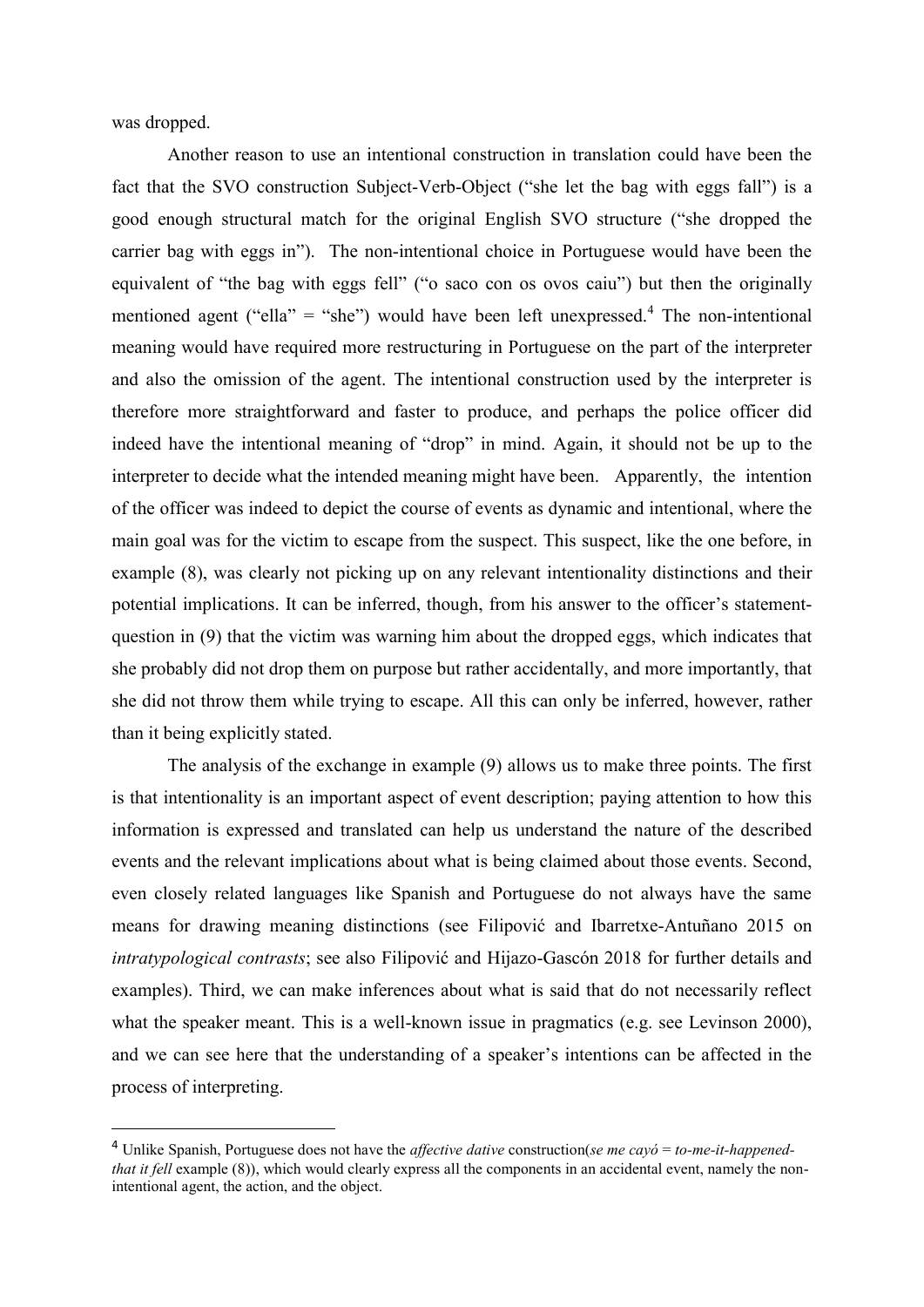was dropped.

Another reason to use an intentional construction in translation could have been the fact that the SVO construction Subject-Verb-Object ("she let the bag with eggs fall") is a good enough structural match for the original English SVO structure ("she dropped the carrier bag with eggs in"). The non-intentional choice in Portuguese would have been the equivalent of "the bag with eggs fell" ("o saco con os ovos caiu") but then the originally mentioned agent ("ella" = "she") would have been left unexpressed.[4] The non-intentional meaning would have required more restructuring in Portuguese on the part of the interpreter and also the omission of the agent. The intentional construction used by the interpreter is therefore more straightforward and faster to produce, and perhaps the police officer did indeed have the intentional meaning of "drop" in mind. Again, it should not be up to the interpreter to decide what the intended meaning might have been. Apparently, the intention of the officer was indeed to depict the course of events as dynamic and intentional, where the main goal was for the victim to escape from the suspect. This suspect, like the one before, in example (8), was clearly not picking up on any relevant intentionality distinctions and their potential implications. It can be inferred, though, from his answer to the officer's statement-question in (9) that the victim was warning him about the dropped eggs, which indicates that she probably did not drop them on purpose but rather accidentally, and more importantly, that she did not throw them while trying to escape. All this can only be inferred, however, rather than it being explicitly stated.

The analysis of the exchange in example (9) allows us to make three points. The first is that intentionality is an important aspect of event description; paying attention to how this information is expressed and translated can help us understand the nature of the described events and the relevant implications about what is being claimed about those events. Second, even closely related languages like Spanish and Portuguese do not always have the same means for drawing meaning distinctions (see Filipović and Ibarretxe-Antuñano 2015 on *intratypological contrasts*; see also Filipović and Hijazo-Gascón 2018 for further details and examples). Third, we can make inferences about what is said that do not necessarily reflect what the speaker meant. This is a well-known issue in pragmatics (e.g. see Levinson 2000), and we can see here that the understanding of a speaker's intentions can be affected in the process of interpreting.

---

[4] Unlike Spanish, Portuguese does not have the *affective dative* construction(*se me cayó* = *to-me-it-happened-that it fell* example (8)), which would clearly express all the components in an accidental event, namely the non-intentional agent, the action, and the object.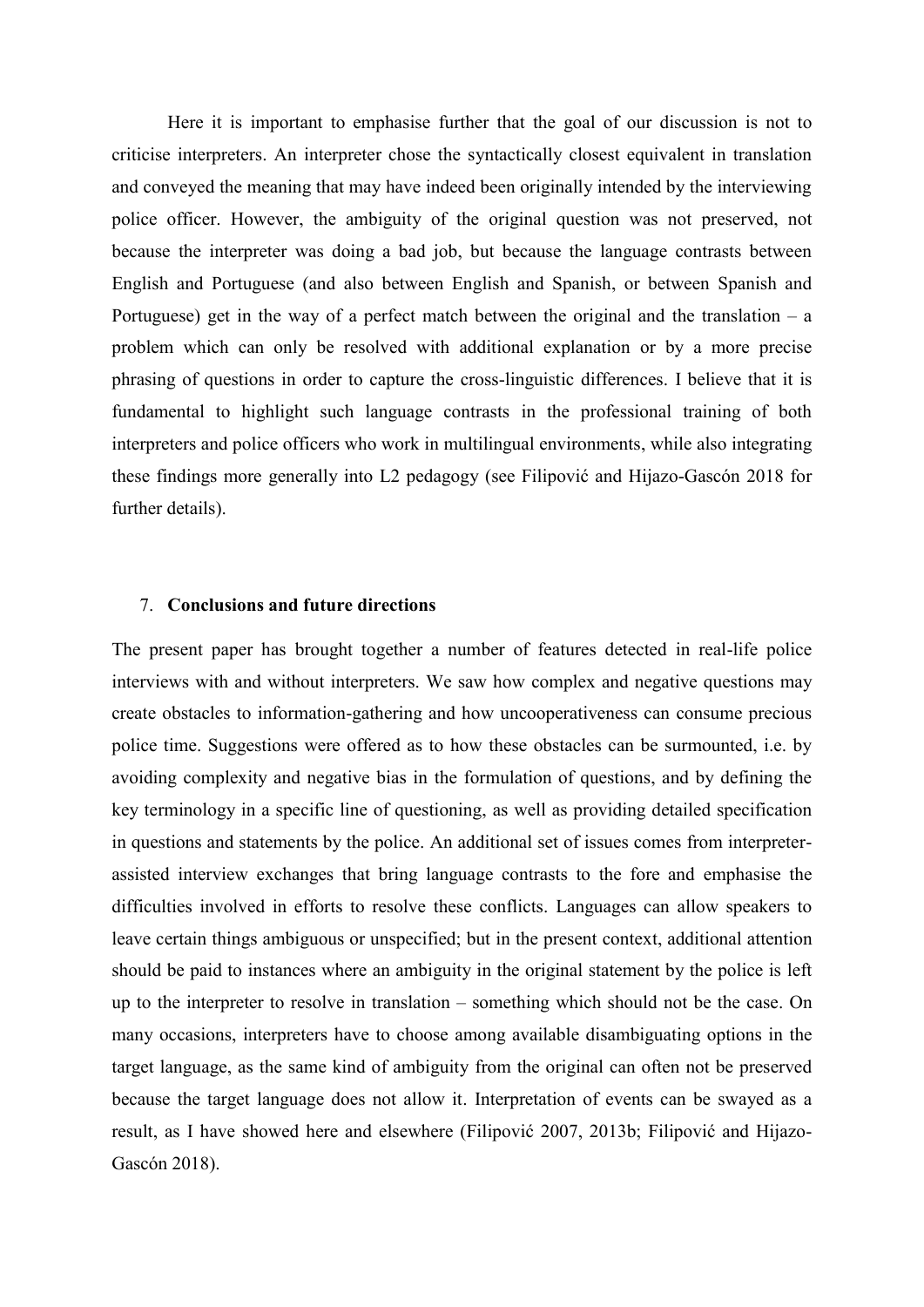Here it is important to emphasise further that the goal of our discussion is not to criticise interpreters. An interpreter chose the syntactically closest equivalent in translation and conveyed the meaning that may have indeed been originally intended by the interviewing police officer. However, the ambiguity of the original question was not preserved, not because the interpreter was doing a bad job, but because the language contrasts between English and Portuguese (and also between English and Spanish, or between Spanish and Portuguese) get in the way of a perfect match between the original and the translation – a problem which can only be resolved with additional explanation or by a more precise phrasing of questions in order to capture the cross-linguistic differences. I believe that it is fundamental to highlight such language contrasts in the professional training of both interpreters and police officers who work in multilingual environments, while also integrating these findings more generally into L2 pedagogy (see Filipović and Hijazo-Gascón 2018 for further details).

## 7. Conclusions and future directions

The present paper has brought together a number of features detected in real-life police interviews with and without interpreters. We saw how complex and negative questions may create obstacles to information-gathering and how uncooperativeness can consume precious police time. Suggestions were offered as to how these obstacles can be surmounted, i.e. by avoiding complexity and negative bias in the formulation of questions, and by defining the key terminology in a specific line of questioning, as well as providing detailed specification in questions and statements by the police. An additional set of issues comes from interpreter-assisted interview exchanges that bring language contrasts to the fore and emphasise the difficulties involved in efforts to resolve these conflicts. Languages can allow speakers to leave certain things ambiguous or unspecified; but in the present context, additional attention should be paid to instances where an ambiguity in the original statement by the police is left up to the interpreter to resolve in translation – something which should not be the case. On many occasions, interpreters have to choose among available disambiguating options in the target language, as the same kind of ambiguity from the original can often not be preserved because the target language does not allow it. Interpretation of events can be swayed as a result, as I have showed here and elsewhere (Filipović 2007, 2013b; Filipović and Hijazo-Gascón 2018).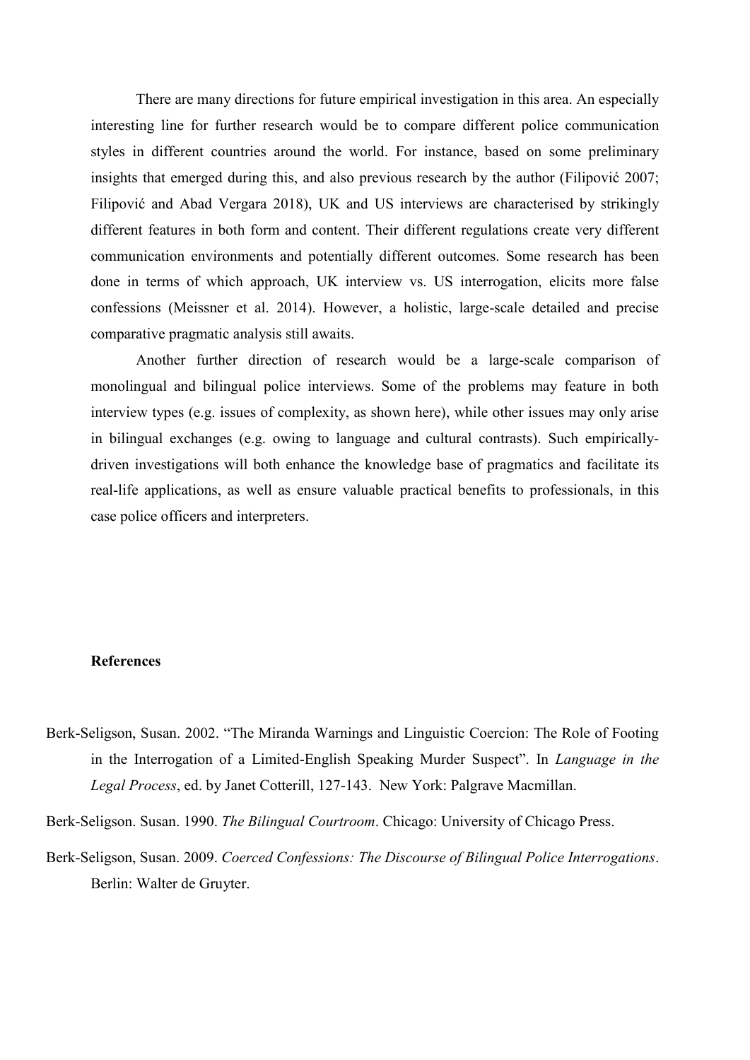There are many directions for future empirical investigation in this area. An especially interesting line for further research would be to compare different police communication styles in different countries around the world. For instance, based on some preliminary insights that emerged during this, and also previous research by the author (Filipović 2007; Filipović and Abad Vergara 2018), UK and US interviews are characterised by strikingly different features in both form and content. Their different regulations create very different communication environments and potentially different outcomes. Some research has been done in terms of which approach, UK interview vs. US interrogation, elicits more false confessions (Meissner et al. 2014). However, a holistic, large-scale detailed and precise comparative pragmatic analysis still awaits.

Another further direction of research would be a large-scale comparison of monolingual and bilingual police interviews. Some of the problems may feature in both interview types (e.g. issues of complexity, as shown here), while other issues may only arise in bilingual exchanges (e.g. owing to language and cultural contrasts). Such empirically-driven investigations will both enhance the knowledge base of pragmatics and facilitate its real-life applications, as well as ensure valuable practical benefits to professionals, in this case police officers and interpreters.

**References**

Berk-Seligson, Susan. 2002. "The Miranda Warnings and Linguistic Coercion: The Role of Footing in the Interrogation of a Limited-English Speaking Murder Suspect". In *Language in the Legal Process*, ed. by Janet Cotterill, 127-143. New York: Palgrave Macmillan.

Berk-Seligson. Susan. 1990. *The Bilingual Courtroom*. Chicago: University of Chicago Press.

Berk-Seligson, Susan. 2009. *Coerced Confessions: The Discourse of Bilingual Police Interrogations*. Berlin: Walter de Gruyter.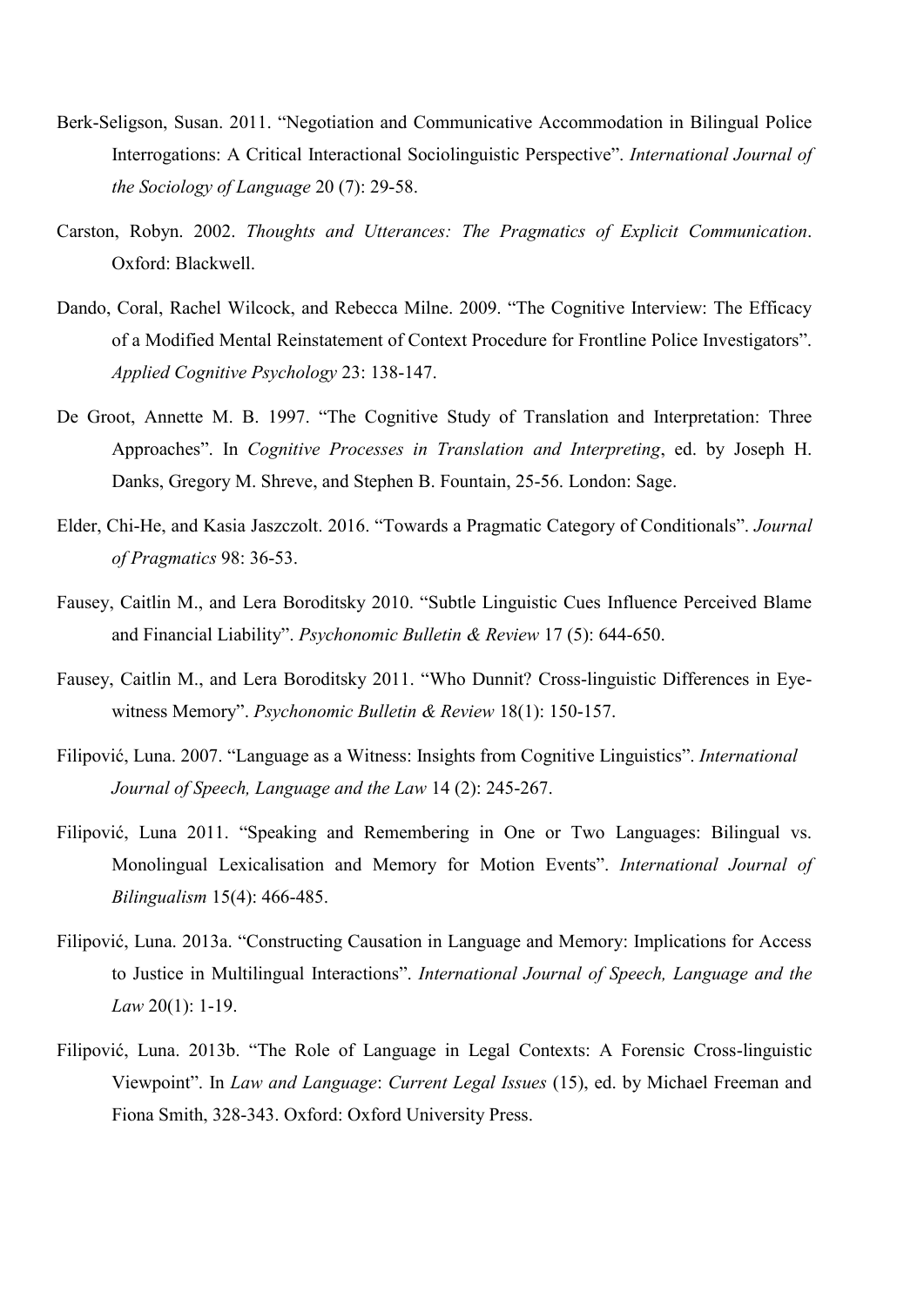Berk-Seligson, Susan. 2011. “Negotiation and Communicative Accommodation in Bilingual Police Interrogations: A Critical Interactional Sociolinguistic Perspective”. *International Journal of the Sociology of Language* 20 (7): 29-58.

Carston, Robyn. 2002. *Thoughts and Utterances: The Pragmatics of Explicit Communication*. Oxford: Blackwell.

Dando, Coral, Rachel Wilcock, and Rebecca Milne. 2009. “The Cognitive Interview: The Efficacy of a Modified Mental Reinstatement of Context Procedure for Frontline Police Investigators”. *Applied Cognitive Psychology* 23: 138-147.

De Groot, Annette M. B. 1997. “The Cognitive Study of Translation and Interpretation: Three Approaches”. In *Cognitive Processes in Translation and Interpreting*, ed. by Joseph H. Danks, Gregory M. Shreve, and Stephen B. Fountain, 25-56. London: Sage.

Elder, Chi-He, and Kasia Jaszczolt. 2016. “Towards a Pragmatic Category of Conditionals”. *Journal of Pragmatics* 98: 36-53.

Fausey, Caitlin M., and Lera Boroditsky 2010. “Subtle Linguistic Cues Influence Perceived Blame and Financial Liability”. *Psychonomic Bulletin & Review* 17 (5): 644-650.

Fausey, Caitlin M., and Lera Boroditsky 2011. “Who Dunnit? Cross-linguistic Differences in Eye-witness Memory”. *Psychonomic Bulletin & Review* 18(1): 150-157.

Filipović, Luna. 2007. “Language as a Witness: Insights from Cognitive Linguistics”. *International Journal of Speech, Language and the Law* 14 (2): 245-267.

Filipović, Luna 2011. “Speaking and Remembering in One or Two Languages: Bilingual vs. Monolingual Lexicalisation and Memory for Motion Events”. *International Journal of Bilingualism* 15(4): 466-485.

Filipović, Luna. 2013a. “Constructing Causation in Language and Memory: Implications for Access to Justice in Multilingual Interactions”. *International Journal of Speech, Language and the Law* 20(1): 1-19.

Filipović, Luna. 2013b. “The Role of Language in Legal Contexts: A Forensic Cross-linguistic Viewpoint”. In *Law and Language*: *Current Legal Issues* (15), ed. by Michael Freeman and Fiona Smith, 328-343. Oxford: Oxford University Press.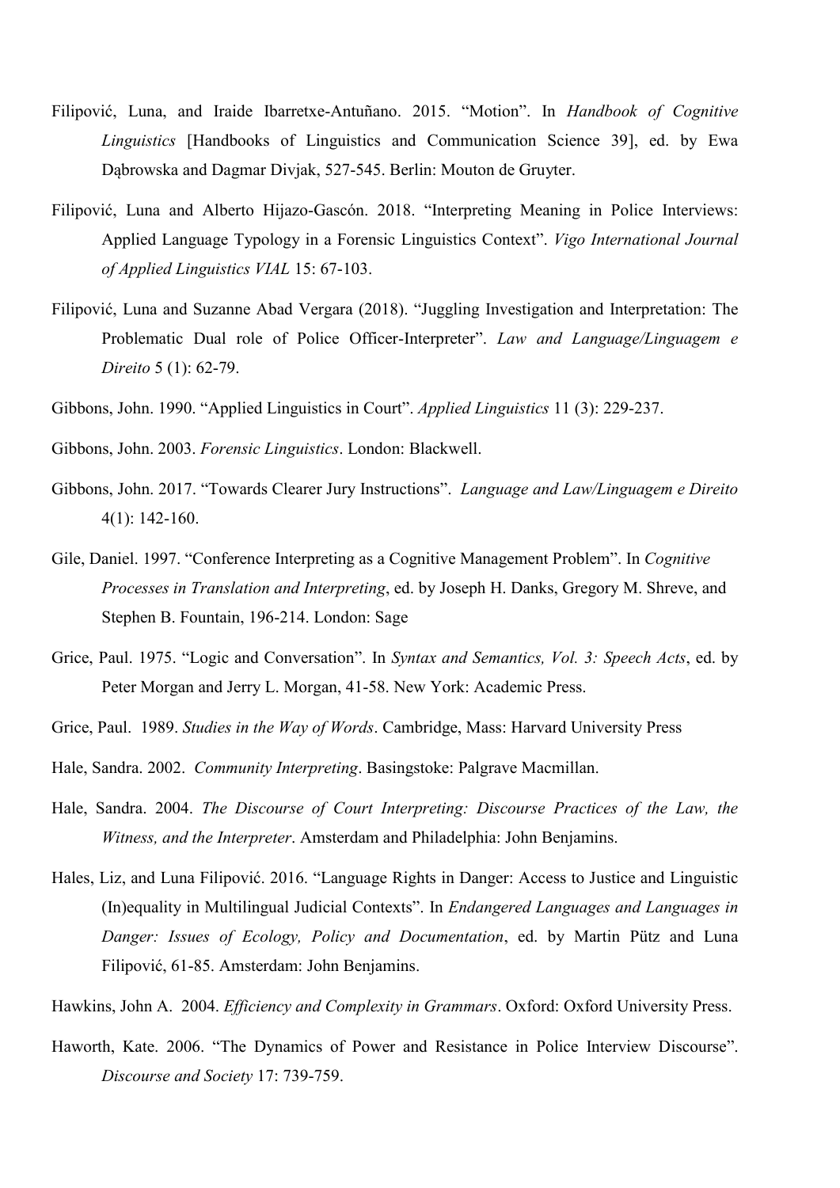Filipović, Luna, and Iraide Ibarretxe-Antuñano. 2015. "Motion". In *Handbook of Cognitive Linguistics* [Handbooks of Linguistics and Communication Science 39], ed. by Ewa Dąbrowska and Dagmar Divjak, 527-545. Berlin: Mouton de Gruyter.

Filipović, Luna and Alberto Hijazo-Gascón. 2018. "Interpreting Meaning in Police Interviews: Applied Language Typology in a Forensic Linguistics Context". *Vigo International Journal of Applied Linguistics VIAL* 15: 67-103.

Filipović, Luna and Suzanne Abad Vergara (2018). "Juggling Investigation and Interpretation: The Problematic Dual role of Police Officer-Interpreter". *Law and Language/Linguagem e Direito* 5 (1): 62-79.

Gibbons, John. 1990. "Applied Linguistics in Court". *Applied Linguistics* 11 (3): 229-237.

Gibbons, John. 2003. *Forensic Linguistics*. London: Blackwell.

Gibbons, John. 2017. "Towards Clearer Jury Instructions". *Language and Law/Linguagem e Direito* 4(1): 142-160.

Gile, Daniel. 1997. "Conference Interpreting as a Cognitive Management Problem". In *Cognitive Processes in Translation and Interpreting*, ed. by Joseph H. Danks, Gregory M. Shreve, and Stephen B. Fountain, 196-214. London: Sage

Grice, Paul. 1975. "Logic and Conversation". In *Syntax and Semantics, Vol. 3: Speech Acts*, ed. by Peter Morgan and Jerry L. Morgan, 41-58. New York: Academic Press.

Grice, Paul. 1989. *Studies in the Way of Words*. Cambridge, Mass: Harvard University Press

Hale, Sandra. 2002. *Community Interpreting*. Basingstoke: Palgrave Macmillan.

Hale, Sandra. 2004. *The Discourse of Court Interpreting: Discourse Practices of the Law, the Witness, and the Interpreter*. Amsterdam and Philadelphia: John Benjamins.

Hales, Liz, and Luna Filipović. 2016. "Language Rights in Danger: Access to Justice and Linguistic (In)equality in Multilingual Judicial Contexts". In *Endangered Languages and Languages in Danger: Issues of Ecology, Policy and Documentation*, ed. by Martin Pütz and Luna Filipović, 61-85. Amsterdam: John Benjamins.

Hawkins, John A. 2004. *Efficiency and Complexity in Grammars*. Oxford: Oxford University Press.

Haworth, Kate. 2006. "The Dynamics of Power and Resistance in Police Interview Discourse". *Discourse and Society* 17: 739-759.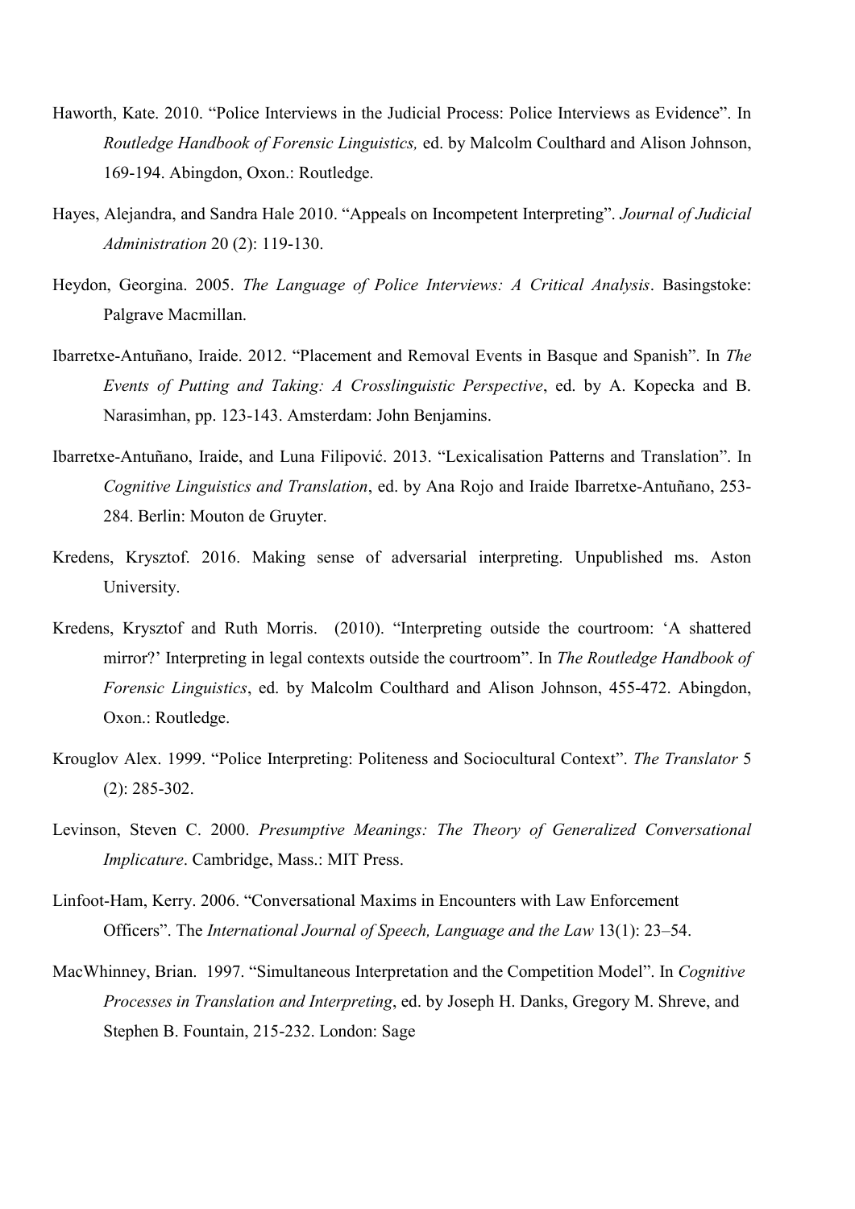Haworth, Kate. 2010. "Police Interviews in the Judicial Process: Police Interviews as Evidence". In *Routledge Handbook of Forensic Linguistics,* ed. by Malcolm Coulthard and Alison Johnson, 169-194. Abingdon, Oxon.: Routledge.

Hayes, Alejandra, and Sandra Hale 2010. "Appeals on Incompetent Interpreting". *Journal of Judicial Administration* 20 (2): 119-130.

Heydon, Georgina. 2005. *The Language of Police Interviews: A Critical Analysis*. Basingstoke: Palgrave Macmillan.

Ibarretxe-Antuñano, Iraide. 2012. "Placement and Removal Events in Basque and Spanish". In *The Events of Putting and Taking: A Crosslinguistic Perspective*, ed. by A. Kopecka and B. Narasimhan, pp. 123-143. Amsterdam: John Benjamins.

Ibarretxe-Antuñano, Iraide, and Luna Filipović. 2013. "Lexicalisation Patterns and Translation". In *Cognitive Linguistics and Translation*, ed. by Ana Rojo and Iraide Ibarretxe-Antuñano, 253-284. Berlin: Mouton de Gruyter.

Kredens, Krysztof. 2016. Making sense of adversarial interpreting. Unpublished ms. Aston University.

Kredens, Krysztof and Ruth Morris. (2010). "Interpreting outside the courtroom: 'A shattered mirror?' Interpreting in legal contexts outside the courtroom". In *The Routledge Handbook of Forensic Linguistics*, ed. by Malcolm Coulthard and Alison Johnson, 455-472. Abingdon, Oxon.: Routledge.

Krouglov Alex. 1999. "Police Interpreting: Politeness and Sociocultural Context". *The Translator* 5 (2): 285-302.

Levinson, Steven C. 2000. *Presumptive Meanings: The Theory of Generalized Conversational Implicature*. Cambridge, Mass.: MIT Press.

Linfoot-Ham, Kerry. 2006. "Conversational Maxims in Encounters with Law Enforcement Officers". The *International Journal of Speech, Language and the Law* 13(1): 23–54.

MacWhinney, Brian. 1997. "Simultaneous Interpretation and the Competition Model". In *Cognitive Processes in Translation and Interpreting*, ed. by Joseph H. Danks, Gregory M. Shreve, and Stephen B. Fountain, 215-232. London: Sage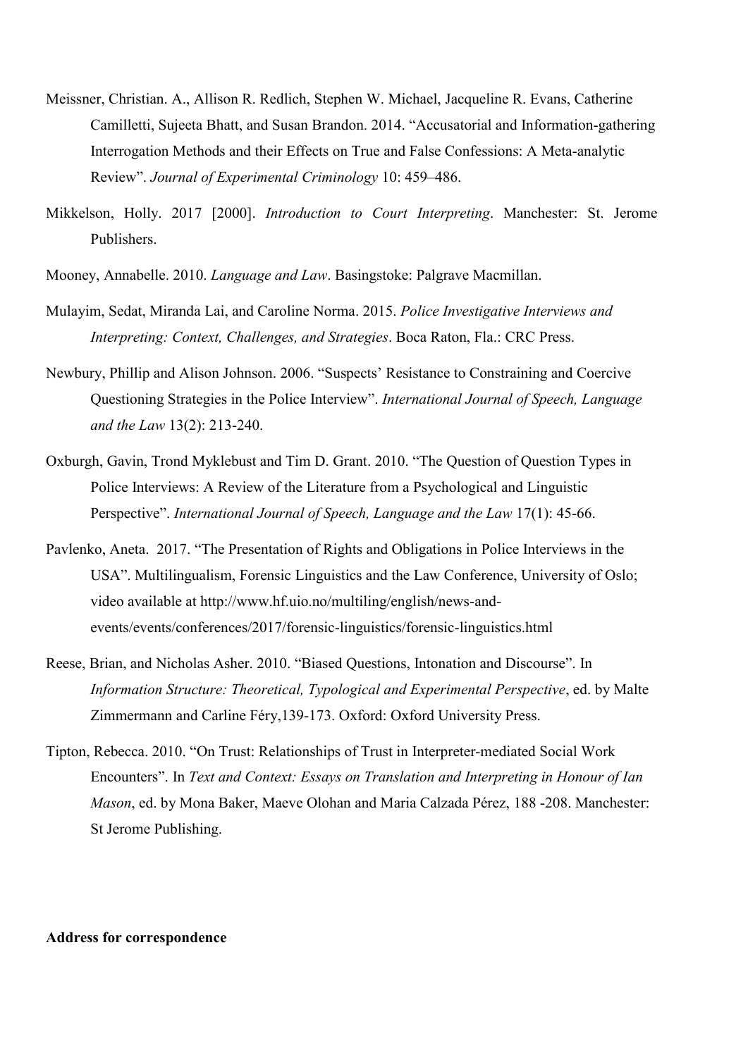Meissner, Christian. A., Allison R. Redlich, Stephen W. Michael, Jacqueline R. Evans, Catherine Camilletti, Sujeeta Bhatt, and Susan Brandon. 2014. "Accusatorial and Information-gathering Interrogation Methods and their Effects on True and False Confessions: A Meta-analytic Review". *Journal of Experimental Criminology* 10: 459–486.

Mikkelson, Holly. 2017 [2000]. *Introduction to Court Interpreting*. Manchester: St. Jerome Publishers.

Mooney, Annabelle. 2010. *Language and Law*. Basingstoke: Palgrave Macmillan.

Mulayim, Sedat, Miranda Lai, and Caroline Norma. 2015. *Police Investigative Interviews and Interpreting: Context, Challenges, and Strategies*. Boca Raton, Fla.: CRC Press.

Newbury, Phillip and Alison Johnson. 2006. "Suspects' Resistance to Constraining and Coercive Questioning Strategies in the Police Interview". *International Journal of Speech, Language and the Law* 13(2): 213-240.

Oxburgh, Gavin, Trond Myklebust and Tim D. Grant. 2010. "The Question of Question Types in Police Interviews: A Review of the Literature from a Psychological and Linguistic Perspective". *International Journal of Speech, Language and the Law* 17(1): 45-66.

Pavlenko, Aneta. 2017. "The Presentation of Rights and Obligations in Police Interviews in the USA". Multilingualism, Forensic Linguistics and the Law Conference, University of Oslo; video available at http://www.hf.uio.no/multiling/english/news-and-events/events/conferences/2017/forensic-linguistics/forensic-linguistics.html

Reese, Brian, and Nicholas Asher. 2010. "Biased Questions, Intonation and Discourse". In *Information Structure: Theoretical, Typological and Experimental Perspective*, ed. by Malte Zimmermann and Carline Féry,139-173. Oxford: Oxford University Press.

Tipton, Rebecca. 2010. "On Trust: Relationships of Trust in Interpreter-mediated Social Work Encounters". In *Text and Context: Essays on Translation and Interpreting in Honour of Ian Mason*, ed. by Mona Baker, Maeve Olohan and Maria Calzada Pérez, 188 -208. Manchester: St Jerome Publishing.

**Address for correspondence**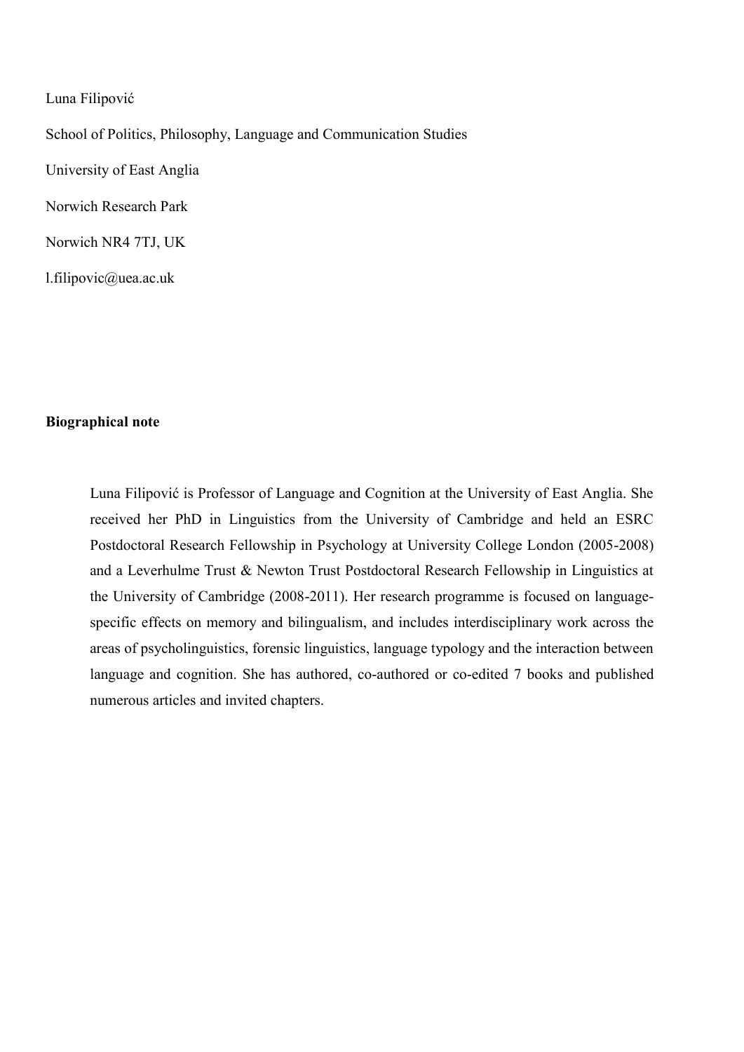Luna Filipović

School of Politics, Philosophy, Language and Communication Studies

University of East Anglia

Norwich Research Park

Norwich NR4 7TJ, UK

l.filipovic@uea.ac.uk

**Biographical note**

Luna Filipović is Professor of Language and Cognition at the University of East Anglia. She received her PhD in Linguistics from the University of Cambridge and held an ESRC Postdoctoral Research Fellowship in Psychology at University College London (2005-2008) and a Leverhulme Trust & Newton Trust Postdoctoral Research Fellowship in Linguistics at the University of Cambridge (2008-2011). Her research programme is focused on language-specific effects on memory and bilingualism, and includes interdisciplinary work across the areas of psycholinguistics, forensic linguistics, language typology and the interaction between language and cognition. She has authored, co-authored or co-edited 7 books and published numerous articles and invited chapters.